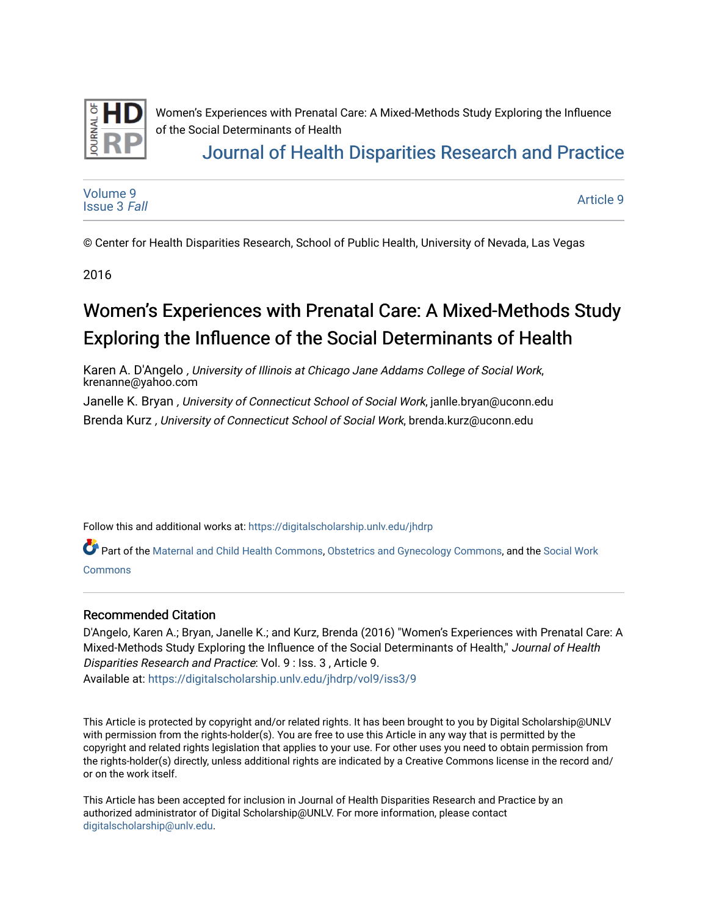Women’s Experiences with Prenatal Care: A Mixed-Methods Study Exploring the Influence of the Social Determinants of Health

Journal of Health Disparities Research and Practice

Volume 9
Issue 3 *Fall*

Article 9

© Center for Health Disparities Research, School of Public Health, University of Nevada, Las Vegas

2016

# Women’s Experiences with Prenatal Care: A Mixed-Methods Study Exploring the Influence of the Social Determinants of Health

Karen A. D'Angelo , *University of Illinois at Chicago Jane Addams College of Social Work*, krenanne@yahoo.com

Janelle K. Bryan , *University of Connecticut School of Social Work*, janlle.bryan@uconn.edu

Brenda Kurz , *University of Connecticut School of Social Work*, brenda.kurz@uconn.edu

Follow this and additional works at: https://digitalscholarship.unlv.edu/jhdrp

Part of the Maternal and Child Health Commons, Obstetrics and Gynecology Commons, and the Social Work Commons

## Recommended Citation

D'Angelo, Karen A.; Bryan, Janelle K.; and Kurz, Brenda (2016) "Women’s Experiences with Prenatal Care: A Mixed-Methods Study Exploring the Influence of the Social Determinants of Health," *Journal of Health Disparities Research and Practice*: Vol. 9 : Iss. 3 , Article 9.
Available at: https://digitalscholarship.unlv.edu/jhdrp/vol9/iss3/9

This Article is protected by copyright and/or related rights. It has been brought to you by Digital Scholarship@UNLV with permission from the rights-holder(s). You are free to use this Article in any way that is permitted by the copyright and related rights legislation that applies to your use. For other uses you need to obtain permission from the rights-holder(s) directly, unless additional rights are indicated by a Creative Commons license in the record and/or on the work itself.

This Article has been accepted for inclusion in Journal of Health Disparities Research and Practice by an authorized administrator of Digital Scholarship@UNLV. For more information, please contact digitalscholarship@unlv.edu.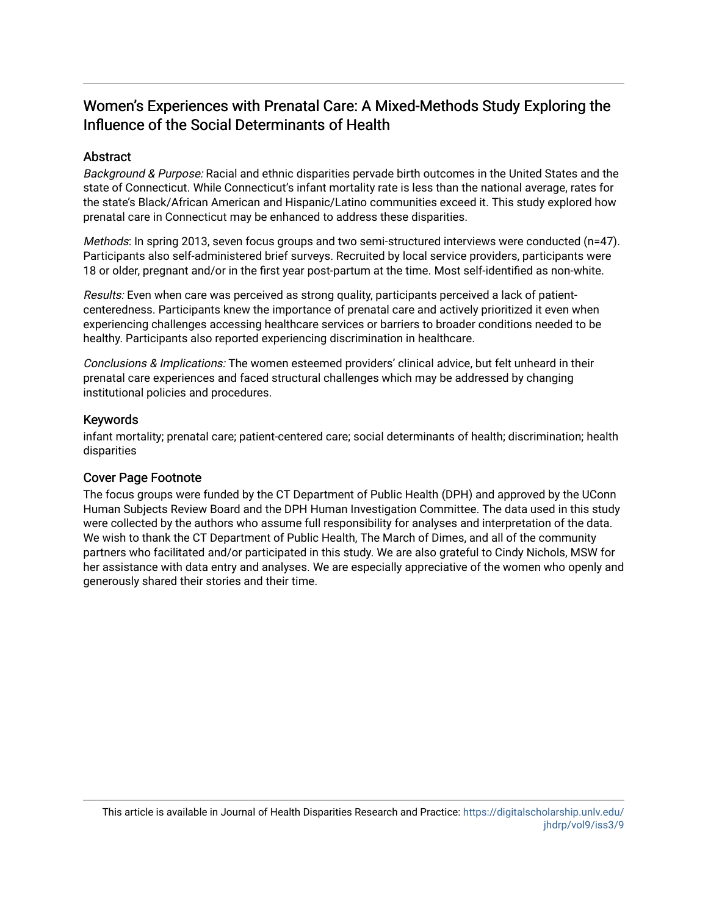# Women's Experiences with Prenatal Care: A Mixed-Methods Study Exploring the Influence of the Social Determinants of Health

## Abstract

*Background & Purpose:* Racial and ethnic disparities pervade birth outcomes in the United States and the state of Connecticut. While Connecticut's infant mortality rate is less than the national average, rates for the state's Black/African American and Hispanic/Latino communities exceed it. This study explored how prenatal care in Connecticut may be enhanced to address these disparities.

*Methods*: In spring 2013, seven focus groups and two semi-structured interviews were conducted (n=47). Participants also self-administered brief surveys. Recruited by local service providers, participants were 18 or older, pregnant and/or in the first year post-partum at the time. Most self-identified as non-white.

*Results:* Even when care was perceived as strong quality, participants perceived a lack of patient-centeredness. Participants knew the importance of prenatal care and actively prioritized it even when experiencing challenges accessing healthcare services or barriers to broader conditions needed to be healthy. Participants also reported experiencing discrimination in healthcare.

*Conclusions & Implications:* The women esteemed providers' clinical advice, but felt unheard in their prenatal care experiences and faced structural challenges which may be addressed by changing institutional policies and procedures.

## Keywords

infant mortality; prenatal care; patient-centered care; social determinants of health; discrimination; health disparities

## Cover Page Footnote

The focus groups were funded by the CT Department of Public Health (DPH) and approved by the UConn Human Subjects Review Board and the DPH Human Investigation Committee. The data used in this study were collected by the authors who assume full responsibility for analyses and interpretation of the data. We wish to thank the CT Department of Public Health, The March of Dimes, and all of the community partners who facilitated and/or participated in this study. We are also grateful to Cindy Nichols, MSW for her assistance with data entry and analyses. We are especially appreciative of the women who openly and generously shared their stories and their time.

This article is available in Journal of Health Disparities Research and Practice: https://digitalscholarship.unlv.edu/jhdrp/vol9/iss3/9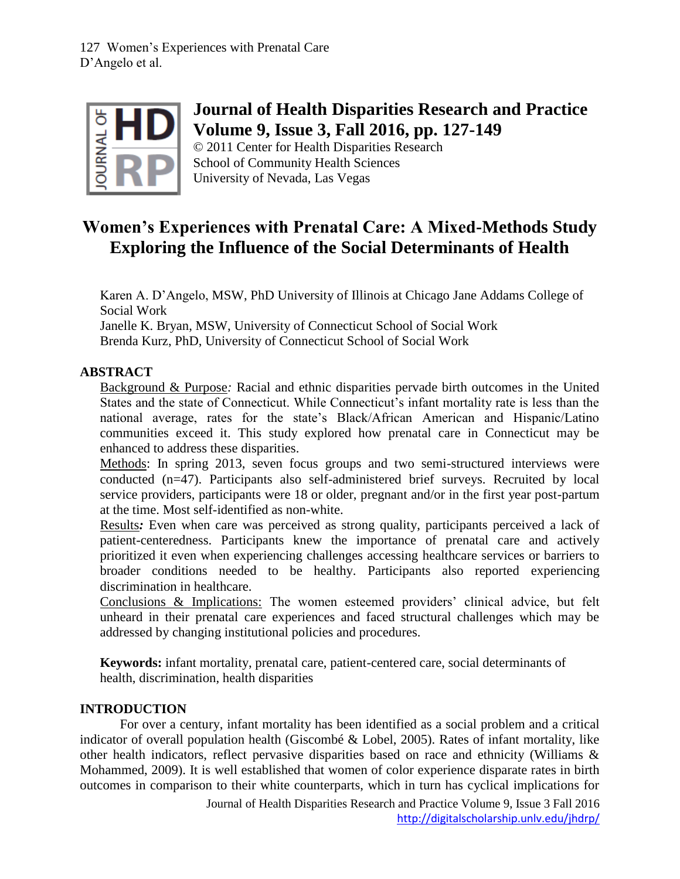# Journal of Health Disparities Research and Practice

**Volume 9, Issue 3, Fall 2016, pp. 127-149**

© 2011 Center for Health Disparities Research
School of Community Health Sciences
University of Nevada, Las Vegas

## Women's Experiences with Prenatal Care: A Mixed-Methods Study Exploring the Influence of the Social Determinants of Health

Karen A. D'Angelo, MSW, PhD University of Illinois at Chicago Jane Addams College of Social Work
Janelle K. Bryan, MSW, University of Connecticut School of Social Work
Brenda Kurz, PhD, University of Connecticut School of Social Work

### ABSTRACT

Background & Purpose*:* Racial and ethnic disparities pervade birth outcomes in the United States and the state of Connecticut. While Connecticut's infant mortality rate is less than the national average, rates for the state's Black/African American and Hispanic/Latino communities exceed it. This study explored how prenatal care in Connecticut may be enhanced to address these disparities.

Methods: In spring 2013, seven focus groups and two semi-structured interviews were conducted (n=47). Participants also self-administered brief surveys. Recruited by local service providers, participants were 18 or older, pregnant and/or in the first year post-partum at the time. Most self-identified as non-white.

Results***:*** Even when care was perceived as strong quality, participants perceived a lack of patient-centeredness. Participants knew the importance of prenatal care and actively prioritized it even when experiencing challenges accessing healthcare services or barriers to broader conditions needed to be healthy. Participants also reported experiencing discrimination in healthcare.

Conclusions & Implications: The women esteemed providers' clinical advice, but felt unheard in their prenatal care experiences and faced structural challenges which may be addressed by changing institutional policies and procedures.

**Keywords:** infant mortality, prenatal care, patient-centered care, social determinants of health, discrimination, health disparities

### INTRODUCTION

For over a century, infant mortality has been identified as a social problem and a critical indicator of overall population health (Giscombé & Lobel, 2005). Rates of infant mortality, like other health indicators, reflect pervasive disparities based on race and ethnicity (Williams & Mohammed, 2009). It is well established that women of color experience disparate rates in birth outcomes in comparison to their white counterparts, which in turn has cyclical implications for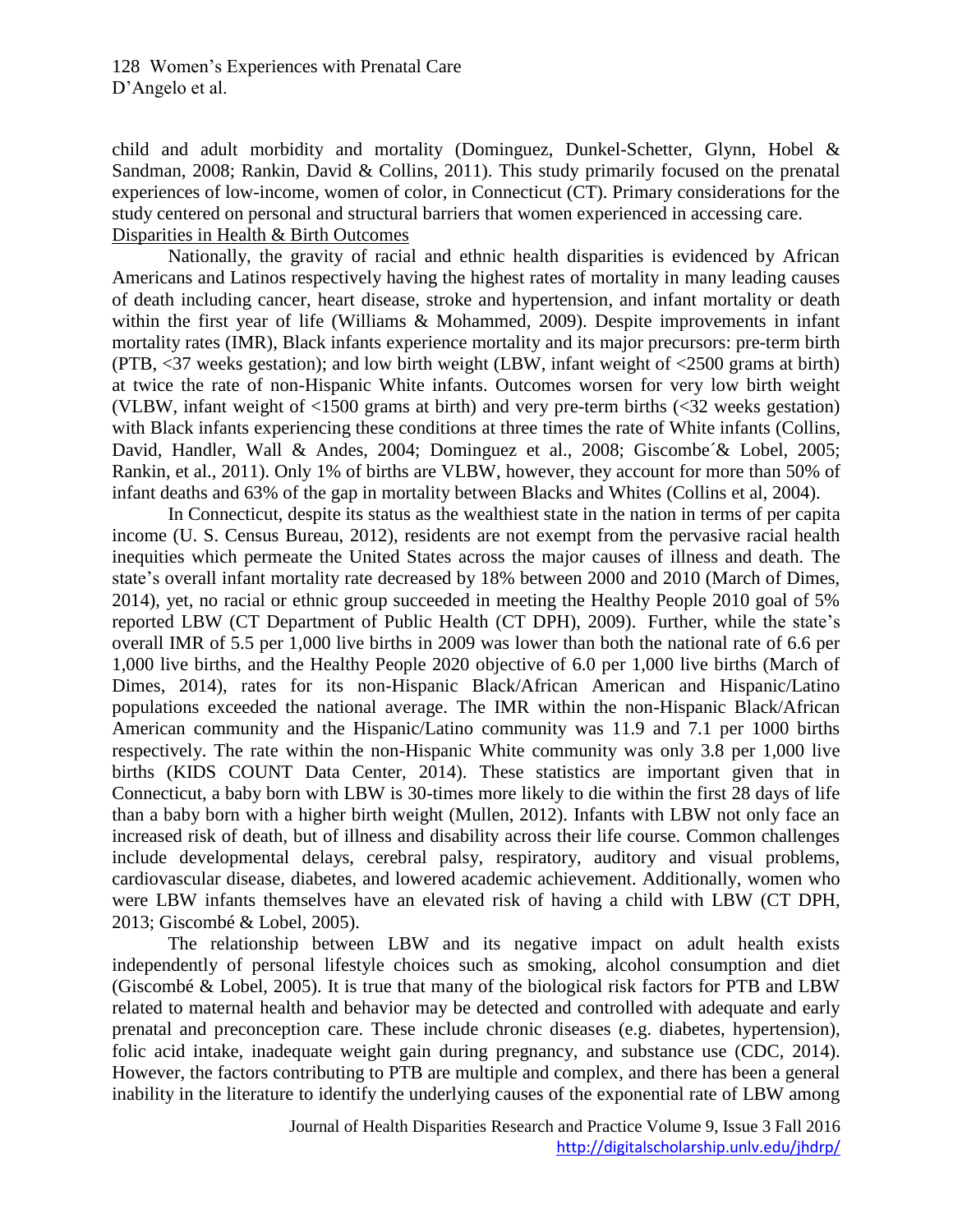child and adult morbidity and mortality (Dominguez, Dunkel-Schetter, Glynn, Hobel & Sandman, 2008; Rankin, David & Collins, 2011). This study primarily focused on the prenatal experiences of low-income, women of color, in Connecticut (CT). Primary considerations for the study centered on personal and structural barriers that women experienced in accessing care.

## Disparities in Health & Birth Outcomes

Nationally, the gravity of racial and ethnic health disparities is evidenced by African Americans and Latinos respectively having the highest rates of mortality in many leading causes of death including cancer, heart disease, stroke and hypertension, and infant mortality or death within the first year of life (Williams & Mohammed, 2009). Despite improvements in infant mortality rates (IMR), Black infants experience mortality and its major precursors: pre-term birth (PTB, <37 weeks gestation); and low birth weight (LBW, infant weight of <2500 grams at birth) at twice the rate of non-Hispanic White infants. Outcomes worsen for very low birth weight (VLBW, infant weight of <1500 grams at birth) and very pre-term births (<32 weeks gestation) with Black infants experiencing these conditions at three times the rate of White infants (Collins, David, Handler, Wall & Andes, 2004; Dominguez et al., 2008; Giscombe´& Lobel, 2005; Rankin, et al., 2011). Only 1% of births are VLBW, however, they account for more than 50% of infant deaths and 63% of the gap in mortality between Blacks and Whites (Collins et al, 2004).

In Connecticut, despite its status as the wealthiest state in the nation in terms of per capita income (U. S. Census Bureau, 2012), residents are not exempt from the pervasive racial health inequities which permeate the United States across the major causes of illness and death. The state's overall infant mortality rate decreased by 18% between 2000 and 2010 (March of Dimes, 2014), yet, no racial or ethnic group succeeded in meeting the Healthy People 2010 goal of 5% reported LBW (CT Department of Public Health (CT DPH), 2009). Further, while the state's overall IMR of 5.5 per 1,000 live births in 2009 was lower than both the national rate of 6.6 per 1,000 live births, and the Healthy People 2020 objective of 6.0 per 1,000 live births (March of Dimes, 2014), rates for its non-Hispanic Black/African American and Hispanic/Latino populations exceeded the national average. The IMR within the non-Hispanic Black/African American community and the Hispanic/Latino community was 11.9 and 7.1 per 1000 births respectively. The rate within the non-Hispanic White community was only 3.8 per 1,000 live births (KIDS COUNT Data Center, 2014). These statistics are important given that in Connecticut, a baby born with LBW is 30-times more likely to die within the first 28 days of life than a baby born with a higher birth weight (Mullen, 2012). Infants with LBW not only face an increased risk of death, but of illness and disability across their life course. Common challenges include developmental delays, cerebral palsy, respiratory, auditory and visual problems, cardiovascular disease, diabetes, and lowered academic achievement. Additionally, women who were LBW infants themselves have an elevated risk of having a child with LBW (CT DPH, 2013; Giscombé & Lobel, 2005).

The relationship between LBW and its negative impact on adult health exists independently of personal lifestyle choices such as smoking, alcohol consumption and diet (Giscombé & Lobel, 2005). It is true that many of the biological risk factors for PTB and LBW related to maternal health and behavior may be detected and controlled with adequate and early prenatal and preconception care. These include chronic diseases (e.g. diabetes, hypertension), folic acid intake, inadequate weight gain during pregnancy, and substance use (CDC, 2014). However, the factors contributing to PTB are multiple and complex, and there has been a general inability in the literature to identify the underlying causes of the exponential rate of LBW among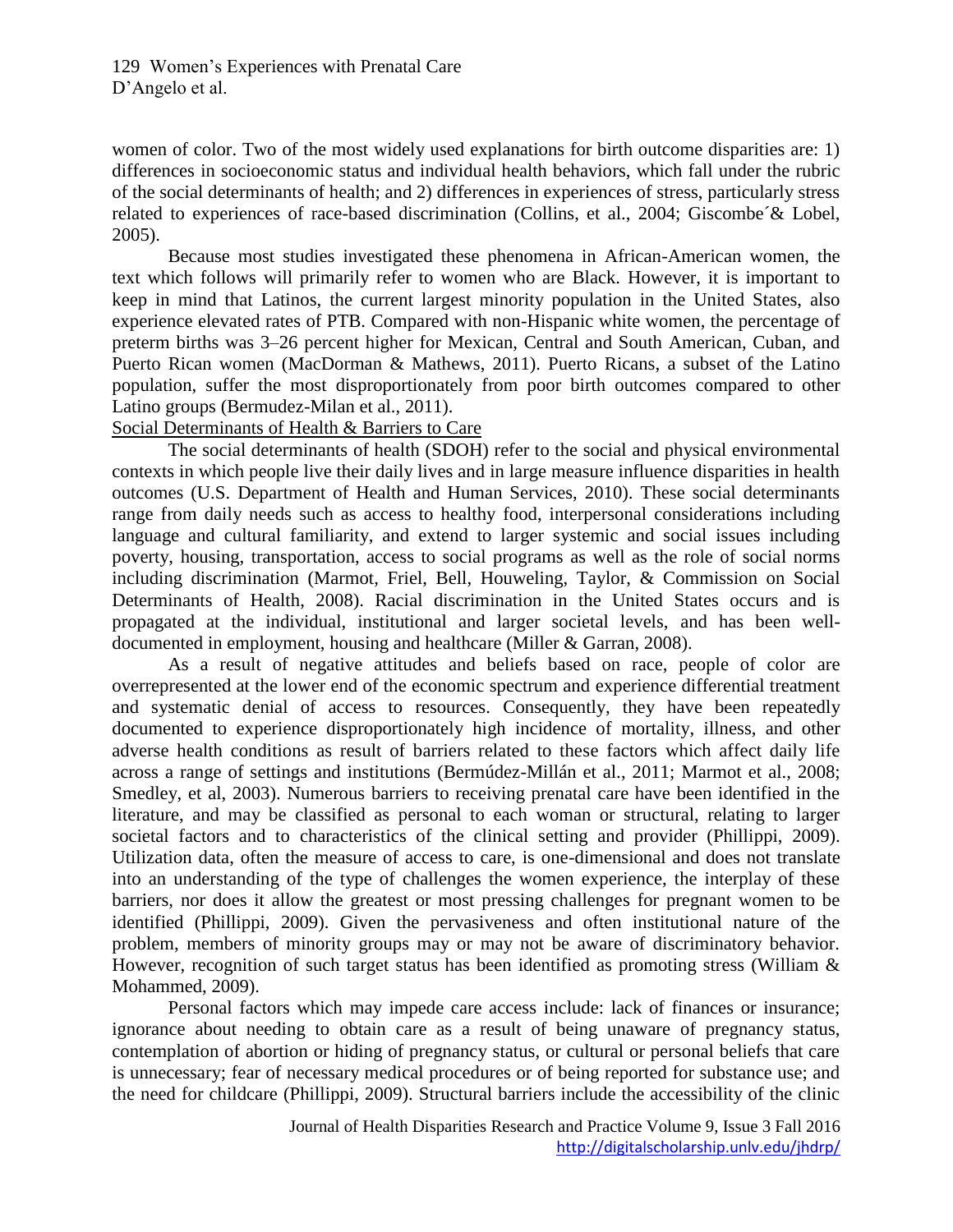women of color. Two of the most widely used explanations for birth outcome disparities are: 1) differences in socioeconomic status and individual health behaviors, which fall under the rubric of the social determinants of health; and 2) differences in experiences of stress, particularly stress related to experiences of race-based discrimination (Collins, et al., 2004; Giscombe´& Lobel, 2005).

Because most studies investigated these phenomena in African-American women, the text which follows will primarily refer to women who are Black. However, it is important to keep in mind that Latinos, the current largest minority population in the United States, also experience elevated rates of PTB. Compared with non-Hispanic white women, the percentage of preterm births was 3–26 percent higher for Mexican, Central and South American, Cuban, and Puerto Rican women (MacDorman & Mathews, 2011). Puerto Ricans, a subset of the Latino population, suffer the most disproportionately from poor birth outcomes compared to other Latino groups (Bermudez-Milan et al., 2011).

## Social Determinants of Health & Barriers to Care

The social determinants of health (SDOH) refer to the social and physical environmental contexts in which people live their daily lives and in large measure influence disparities in health outcomes (U.S. Department of Health and Human Services, 2010). These social determinants range from daily needs such as access to healthy food, interpersonal considerations including language and cultural familiarity, and extend to larger systemic and social issues including poverty, housing, transportation, access to social programs as well as the role of social norms including discrimination (Marmot, Friel, Bell, Houweling, Taylor, & Commission on Social Determinants of Health, 2008). Racial discrimination in the United States occurs and is propagated at the individual, institutional and larger societal levels, and has been well-documented in employment, housing and healthcare (Miller & Garran, 2008).

As a result of negative attitudes and beliefs based on race, people of color are overrepresented at the lower end of the economic spectrum and experience differential treatment and systematic denial of access to resources. Consequently, they have been repeatedly documented to experience disproportionately high incidence of mortality, illness, and other adverse health conditions as result of barriers related to these factors which affect daily life across a range of settings and institutions (Bermúdez-Millán et al., 2011; Marmot et al., 2008; Smedley, et al, 2003). Numerous barriers to receiving prenatal care have been identified in the literature, and may be classified as personal to each woman or structural, relating to larger societal factors and to characteristics of the clinical setting and provider (Phillippi, 2009). Utilization data, often the measure of access to care, is one-dimensional and does not translate into an understanding of the type of challenges the women experience, the interplay of these barriers, nor does it allow the greatest or most pressing challenges for pregnant women to be identified (Phillippi, 2009). Given the pervasiveness and often institutional nature of the problem, members of minority groups may or may not be aware of discriminatory behavior. However, recognition of such target status has been identified as promoting stress (William & Mohammed, 2009).

Personal factors which may impede care access include: lack of finances or insurance; ignorance about needing to obtain care as a result of being unaware of pregnancy status, contemplation of abortion or hiding of pregnancy status, or cultural or personal beliefs that care is unnecessary; fear of necessary medical procedures or of being reported for substance use; and the need for childcare (Phillippi, 2009). Structural barriers include the accessibility of the clinic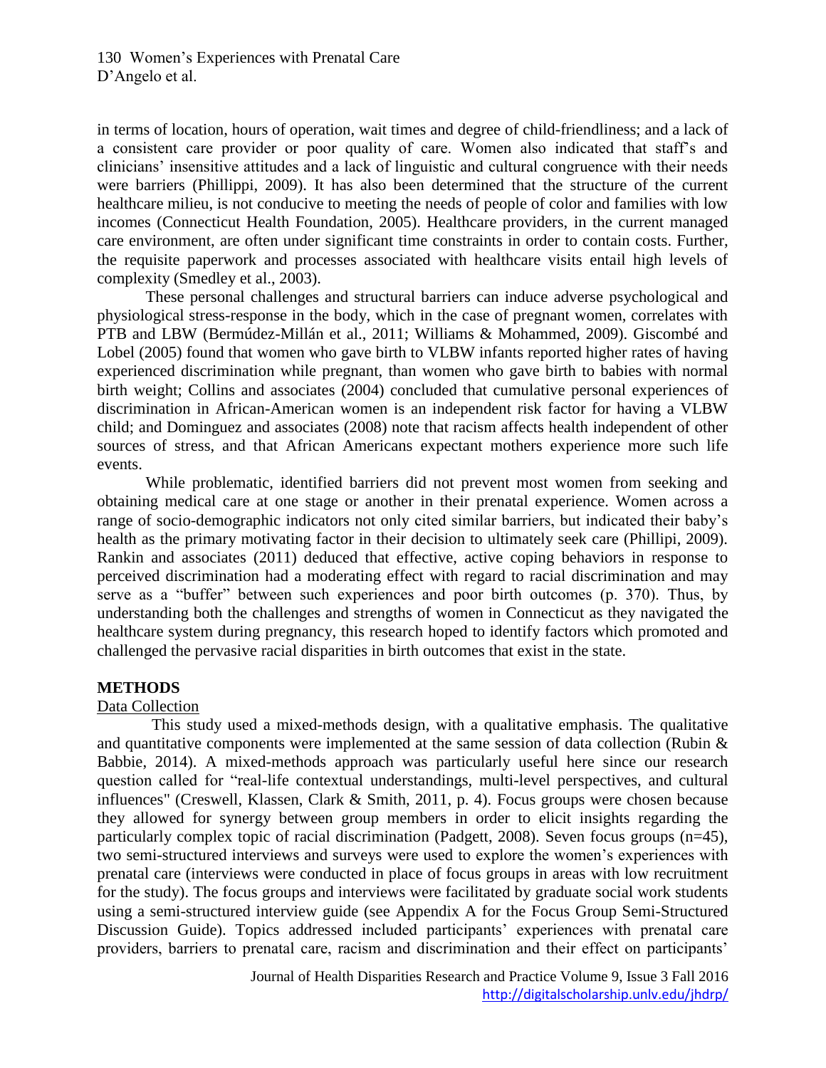in terms of location, hours of operation, wait times and degree of child-friendliness; and a lack of a consistent care provider or poor quality of care. Women also indicated that staff's and clinicians' insensitive attitudes and a lack of linguistic and cultural congruence with their needs were barriers (Phillippi, 2009). It has also been determined that the structure of the current healthcare milieu, is not conducive to meeting the needs of people of color and families with low incomes (Connecticut Health Foundation, 2005). Healthcare providers, in the current managed care environment, are often under significant time constraints in order to contain costs. Further, the requisite paperwork and processes associated with healthcare visits entail high levels of complexity (Smedley et al., 2003).

These personal challenges and structural barriers can induce adverse psychological and physiological stress-response in the body, which in the case of pregnant women, correlates with PTB and LBW (Bermúdez-Millán et al., 2011; Williams & Mohammed, 2009). Giscombé and Lobel (2005) found that women who gave birth to VLBW infants reported higher rates of having experienced discrimination while pregnant, than women who gave birth to babies with normal birth weight; Collins and associates (2004) concluded that cumulative personal experiences of discrimination in African-American women is an independent risk factor for having a VLBW child; and Dominguez and associates (2008) note that racism affects health independent of other sources of stress, and that African Americans expectant mothers experience more such life events.

While problematic, identified barriers did not prevent most women from seeking and obtaining medical care at one stage or another in their prenatal experience. Women across a range of socio-demographic indicators not only cited similar barriers, but indicated their baby's health as the primary motivating factor in their decision to ultimately seek care (Phillipi, 2009). Rankin and associates (2011) deduced that effective, active coping behaviors in response to perceived discrimination had a moderating effect with regard to racial discrimination and may serve as a "buffer" between such experiences and poor birth outcomes (p. 370). Thus, by understanding both the challenges and strengths of women in Connecticut as they navigated the healthcare system during pregnancy, this research hoped to identify factors which promoted and challenged the pervasive racial disparities in birth outcomes that exist in the state.

## METHODS

### Data Collection

This study used a mixed-methods design, with a qualitative emphasis. The qualitative and quantitative components were implemented at the same session of data collection (Rubin & Babbie, 2014). A mixed-methods approach was particularly useful here since our research question called for "real-life contextual understandings, multi-level perspectives, and cultural influences" (Creswell, Klassen, Clark & Smith, 2011, p. 4). Focus groups were chosen because they allowed for synergy between group members in order to elicit insights regarding the particularly complex topic of racial discrimination (Padgett, 2008). Seven focus groups (n=45), two semi-structured interviews and surveys were used to explore the women's experiences with prenatal care (interviews were conducted in place of focus groups in areas with low recruitment for the study). The focus groups and interviews were facilitated by graduate social work students using a semi-structured interview guide (see Appendix A for the Focus Group Semi-Structured Discussion Guide). Topics addressed included participants' experiences with prenatal care providers, barriers to prenatal care, racism and discrimination and their effect on participants'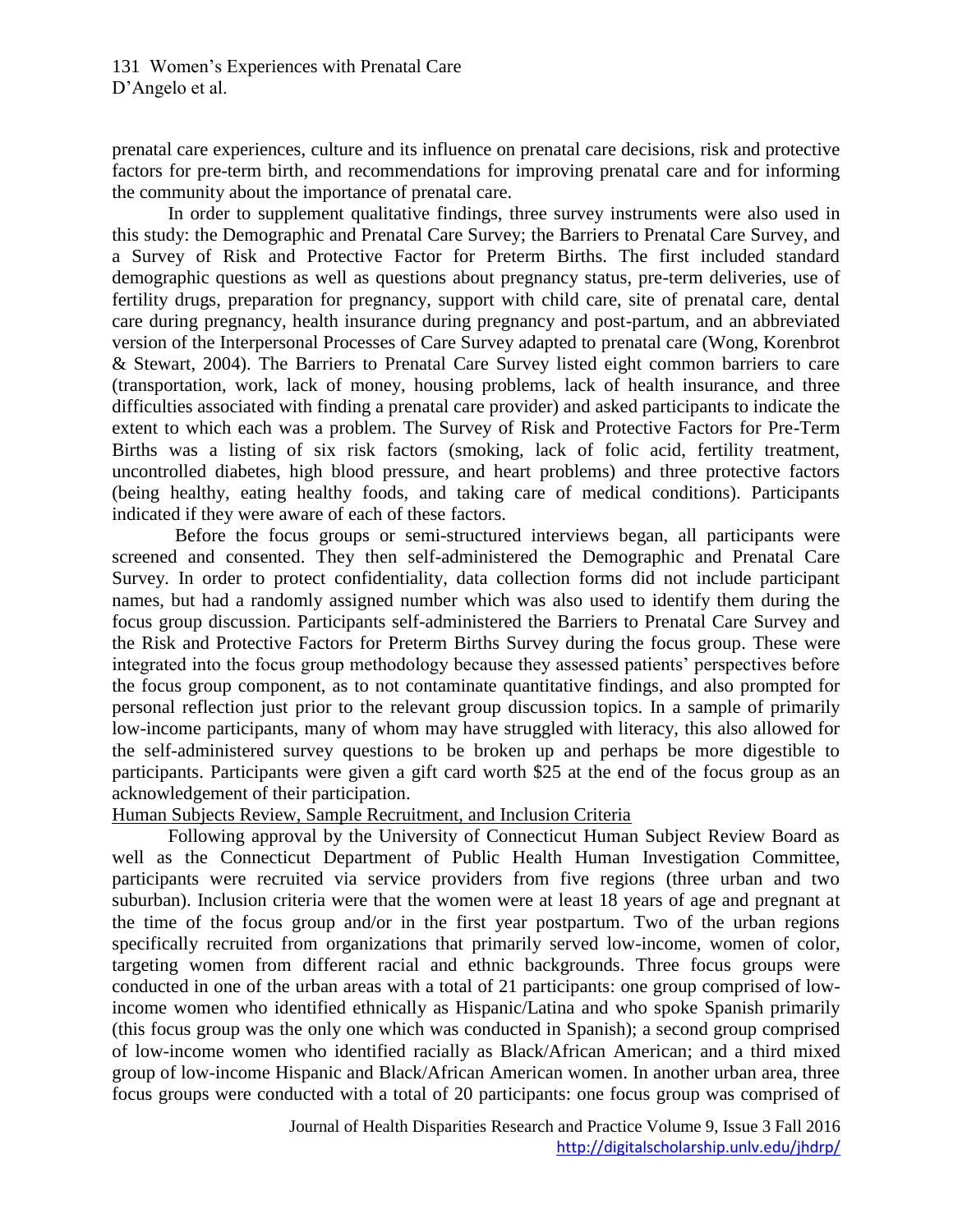prenatal care experiences, culture and its influence on prenatal care decisions, risk and protective factors for pre-term birth, and recommendations for improving prenatal care and for informing the community about the importance of prenatal care.

In order to supplement qualitative findings, three survey instruments were also used in this study: the Demographic and Prenatal Care Survey; the Barriers to Prenatal Care Survey, and a Survey of Risk and Protective Factor for Preterm Births. The first included standard demographic questions as well as questions about pregnancy status, pre-term deliveries, use of fertility drugs, preparation for pregnancy, support with child care, site of prenatal care, dental care during pregnancy, health insurance during pregnancy and post-partum, and an abbreviated version of the Interpersonal Processes of Care Survey adapted to prenatal care (Wong, Korenbrot & Stewart, 2004). The Barriers to Prenatal Care Survey listed eight common barriers to care (transportation, work, lack of money, housing problems, lack of health insurance, and three difficulties associated with finding a prenatal care provider) and asked participants to indicate the extent to which each was a problem. The Survey of Risk and Protective Factors for Pre-Term Births was a listing of six risk factors (smoking, lack of folic acid, fertility treatment, uncontrolled diabetes, high blood pressure, and heart problems) and three protective factors (being healthy, eating healthy foods, and taking care of medical conditions). Participants indicated if they were aware of each of these factors.

Before the focus groups or semi-structured interviews began, all participants were screened and consented. They then self-administered the Demographic and Prenatal Care Survey. In order to protect confidentiality, data collection forms did not include participant names, but had a randomly assigned number which was also used to identify them during the focus group discussion. Participants self-administered the Barriers to Prenatal Care Survey and the Risk and Protective Factors for Preterm Births Survey during the focus group. These were integrated into the focus group methodology because they assessed patients' perspectives before the focus group component, as to not contaminate quantitative findings, and also prompted for personal reflection just prior to the relevant group discussion topics. In a sample of primarily low-income participants, many of whom may have struggled with literacy, this also allowed for the self-administered survey questions to be broken up and perhaps be more digestible to participants. Participants were given a gift card worth $25 at the end of the focus group as an acknowledgement of their participation.

<u>Human Subjects Review, Sample Recruitment, and Inclusion Criteria</u>

Following approval by the University of Connecticut Human Subject Review Board as well as the Connecticut Department of Public Health Human Investigation Committee, participants were recruited via service providers from five regions (three urban and two suburban). Inclusion criteria were that the women were at least 18 years of age and pregnant at the time of the focus group and/or in the first year postpartum. Two of the urban regions specifically recruited from organizations that primarily served low-income, women of color, targeting women from different racial and ethnic backgrounds. Three focus groups were conducted in one of the urban areas with a total of 21 participants: one group comprised of low-income women who identified ethnically as Hispanic/Latina and who spoke Spanish primarily (this focus group was the only one which was conducted in Spanish); a second group comprised of low-income women who identified racially as Black/African American; and a third mixed group of low-income Hispanic and Black/African American women. In another urban area, three focus groups were conducted with a total of 20 participants: one focus group was comprised of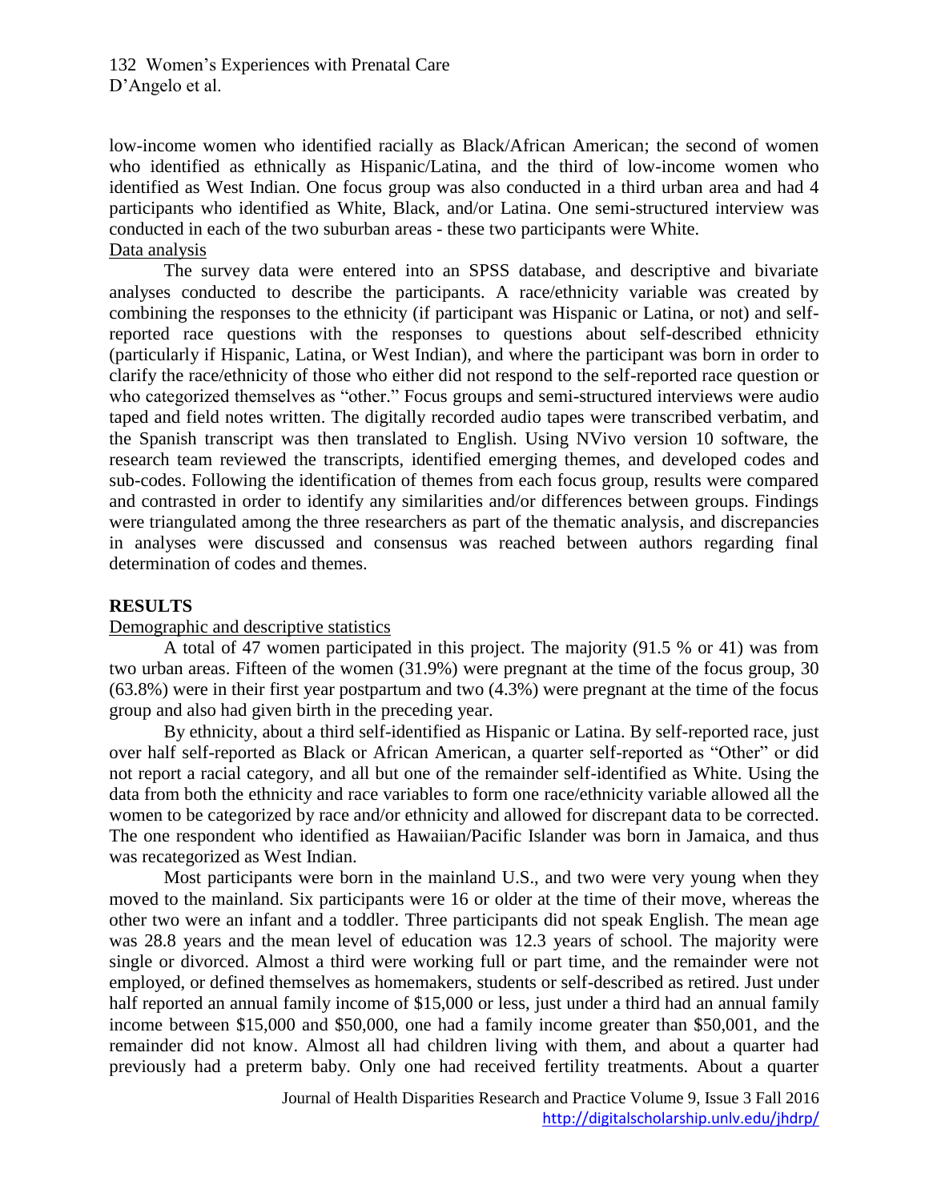low-income women who identified racially as Black/African American; the second of women who identified as ethnically as Hispanic/Latina, and the third of low-income women who identified as West Indian. One focus group was also conducted in a third urban area and had 4 participants who identified as White, Black, and/or Latina. One semi-structured interview was conducted in each of the two suburban areas - these two participants were White.

Data analysis

The survey data were entered into an SPSS database, and descriptive and bivariate analyses conducted to describe the participants. A race/ethnicity variable was created by combining the responses to the ethnicity (if participant was Hispanic or Latina, or not) and self-reported race questions with the responses to questions about self-described ethnicity (particularly if Hispanic, Latina, or West Indian), and where the participant was born in order to clarify the race/ethnicity of those who either did not respond to the self-reported race question or who categorized themselves as "other." Focus groups and semi-structured interviews were audio taped and field notes written. The digitally recorded audio tapes were transcribed verbatim, and the Spanish transcript was then translated to English. Using NVivo version 10 software, the research team reviewed the transcripts, identified emerging themes, and developed codes and sub-codes. Following the identification of themes from each focus group, results were compared and contrasted in order to identify any similarities and/or differences between groups. Findings were triangulated among the three researchers as part of the thematic analysis, and discrepancies in analyses were discussed and consensus was reached between authors regarding final determination of codes and themes.

## RESULTS

Demographic and descriptive statistics

A total of 47 women participated in this project. The majority (91.5 % or 41) was from two urban areas. Fifteen of the women (31.9%) were pregnant at the time of the focus group, 30 (63.8%) were in their first year postpartum and two (4.3%) were pregnant at the time of the focus group and also had given birth in the preceding year.

By ethnicity, about a third self-identified as Hispanic or Latina. By self-reported race, just over half self-reported as Black or African American, a quarter self-reported as "Other" or did not report a racial category, and all but one of the remainder self-identified as White. Using the data from both the ethnicity and race variables to form one race/ethnicity variable allowed all the women to be categorized by race and/or ethnicity and allowed for discrepant data to be corrected. The one respondent who identified as Hawaiian/Pacific Islander was born in Jamaica, and thus was recategorized as West Indian.

Most participants were born in the mainland U.S., and two were very young when they moved to the mainland. Six participants were 16 or older at the time of their move, whereas the other two were an infant and a toddler. Three participants did not speak English. The mean age was 28.8 years and the mean level of education was 12.3 years of school. The majority were single or divorced. Almost a third were working full or part time, and the remainder were not employed, or defined themselves as homemakers, students or self-described as retired. Just under half reported an annual family income of $15,000 or less, just under a third had an annual family income between $15,000 and $50,000, one had a family income greater than $50,001, and the remainder did not know. Almost all had children living with them, and about a quarter had previously had a preterm baby. Only one had received fertility treatments. About a quarter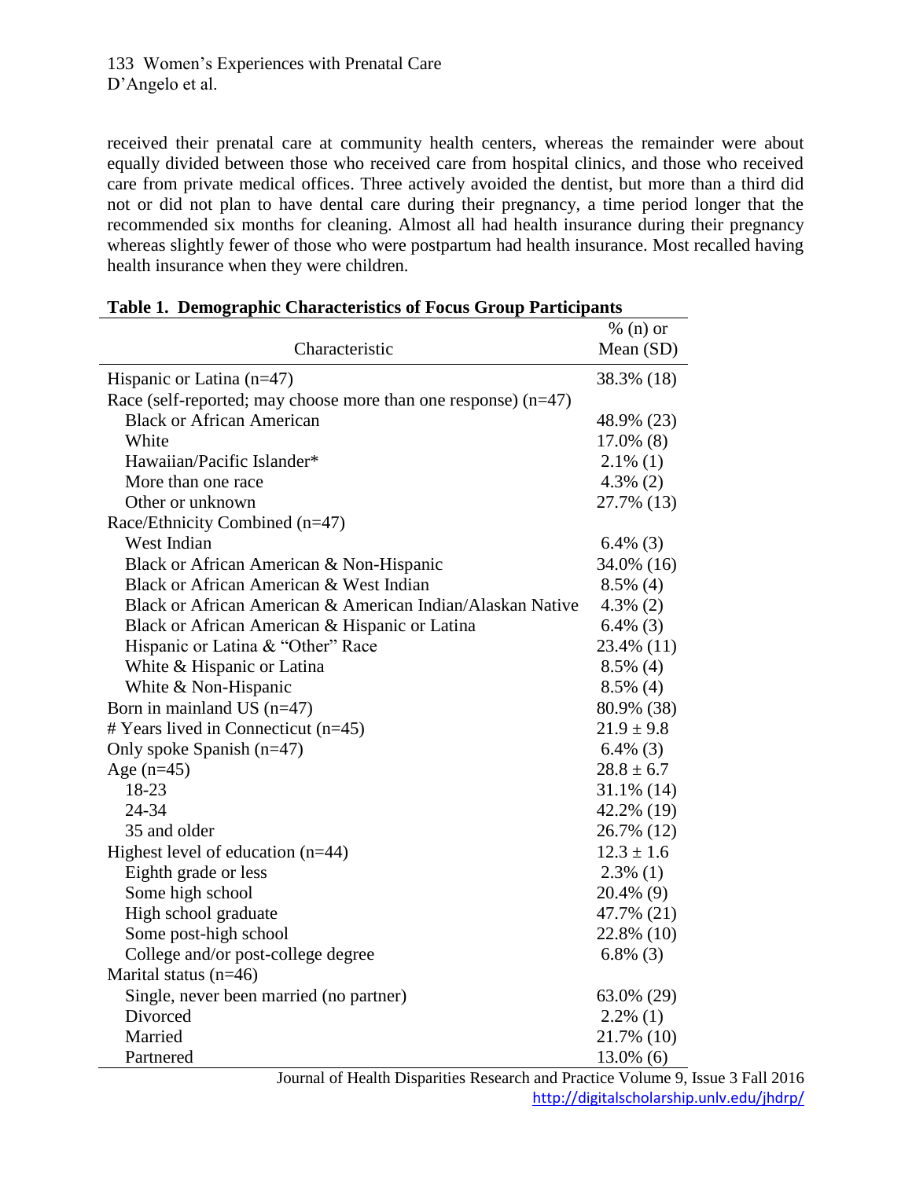received their prenatal care at community health centers, whereas the remainder were about equally divided between those who received care from hospital clinics, and those who received care from private medical offices. Three actively avoided the dentist, but more than a third did not or did not plan to have dental care during their pregnancy, a time period longer that the recommended six months for cleaning. Almost all had health insurance during their pregnancy whereas slightly fewer of those who were postpartum had health insurance. Most recalled having health insurance when they were children.

**Table 1. Demographic Characteristics of Focus Group Participants**

| Characteristic | % (n) or Mean (SD) |
|---|---|
| Hispanic or Latina (n=47) | 38.3% (18) |
| Race (self-reported; may choose more than one response) (n=47) | |
| Black or African American | 48.9% (23) |
| White | 17.0% (8) |
| Hawaiian/Pacific Islander* | 2.1% (1) |
| More than one race | 4.3% (2) |
| Other or unknown | 27.7% (13) |
| Race/Ethnicity Combined (n=47) | |
| West Indian | 6.4% (3) |
| Black or African American & Non-Hispanic | 34.0% (16) |
| Black or African American & West Indian | 8.5% (4) |
| Black or African American & American Indian/Alaskan Native | 4.3% (2) |
| Black or African American & Hispanic or Latina | 6.4% (3) |
| Hispanic or Latina & "Other" Race | 23.4% (11) |
| White & Hispanic or Latina | 8.5% (4) |
| White & Non-Hispanic | 8.5% (4) |
| Born in mainland US (n=47) | 80.9% (38) |
| # Years lived in Connecticut (n=45) | 21.9 ± 9.8 |
| Only spoke Spanish (n=47) | 6.4% (3) |
| Age (n=45) | 28.8 ± 6.7 |
| 18-23 | 31.1% (14) |
| 24-34 | 42.2% (19) |
| 35 and older | 26.7% (12) |
| Highest level of education (n=44) | 12.3 ± 1.6 |
| Eighth grade or less | 2.3% (1) |
| Some high school | 20.4% (9) |
| High school graduate | 47.7% (21) |
| Some post-high school | 22.8% (10) |
| College and/or post-college degree | 6.8% (3) |
| Marital status (n=46) | |
| Single, never been married (no partner) | 63.0% (29) |
| Divorced | 2.2% (1) |
| Married | 21.7% (10) |
| Partnered | 13.0% (6) |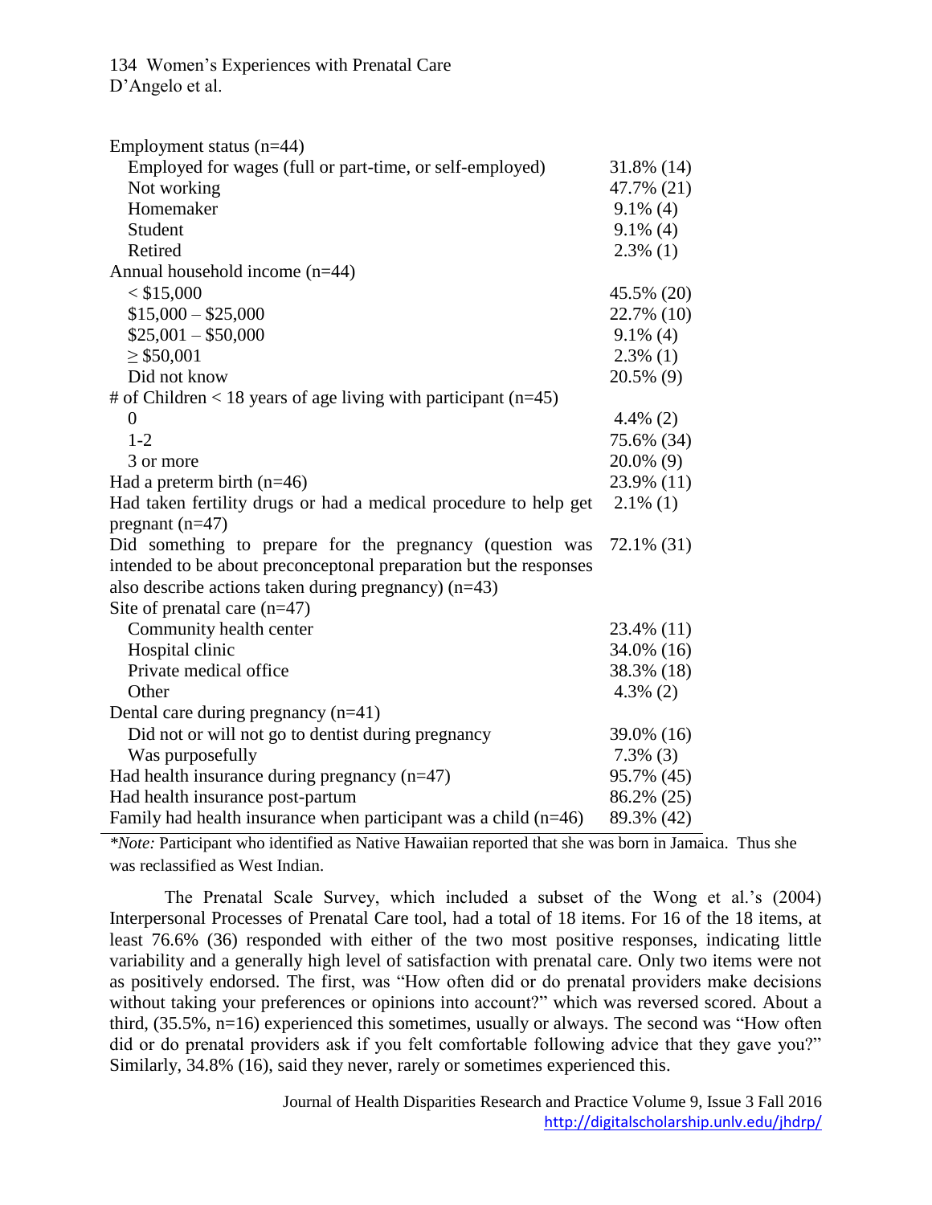| | |
|---|---|
| Employment status (n=44) | |
| Employed for wages (full or part-time, or self-employed) | 31.8% (14) |
| Not working | 47.7% (21) |
| Homemaker | 9.1% (4) |
| Student | 9.1% (4) |
| Retired | 2.3% (1) |
| Annual household income (n=44) | |
| < $15,000 | 45.5% (20) |
| $15,000 – $25,000 | 22.7% (10) |
| $25,001 – $50,000 | 9.1% (4) |
| ≥ $50,001 | 2.3% (1) |
| Did not know | 20.5% (9) |
| # of Children < 18 years of age living with participant (n=45) | |
| 0 | 4.4% (2) |
| 1-2 | 75.6% (34) |
| 3 or more | 20.0% (9) |
| Had a preterm birth (n=46) | 23.9% (11) |
| Had taken fertility drugs or had a medical procedure to help get pregnant (n=47) | 2.1% (1) |
| Did something to prepare for the pregnancy (question was intended to be about preconceptonal preparation but the responses also describe actions taken during pregnancy) (n=43) | 72.1% (31) |
| Site of prenatal care (n=47) | |
| Community health center | 23.4% (11) |
| Hospital clinic | 34.0% (16) |
| Private medical office | 38.3% (18) |
| Other | 4.3% (2) |
| Dental care during pregnancy (n=41) | |
| Did not or will not go to dentist during pregnancy | 39.0% (16) |
| Was purposefully | 7.3% (3) |
| Had health insurance during pregnancy (n=47) | 95.7% (45) |
| Had health insurance post-partum | 86.2% (25) |
| Family had health insurance when participant was a child (n=46) | 89.3% (42) |

**Note:* Participant who identified as Native Hawaiian reported that she was born in Jamaica. Thus she was reclassified as West Indian.

The Prenatal Scale Survey, which included a subset of the Wong et al.'s (2004) Interpersonal Processes of Prenatal Care tool, had a total of 18 items. For 16 of the 18 items, at least 76.6% (36) responded with either of the two most positive responses, indicating little variability and a generally high level of satisfaction with prenatal care. Only two items were not as positively endorsed. The first, was "How often did or do prenatal providers make decisions without taking your preferences or opinions into account?" which was reversed scored. About a third, (35.5%, n=16) experienced this sometimes, usually or always. The second was "How often did or do prenatal providers ask if you felt comfortable following advice that they gave you?" Similarly, 34.8% (16), said they never, rarely or sometimes experienced this.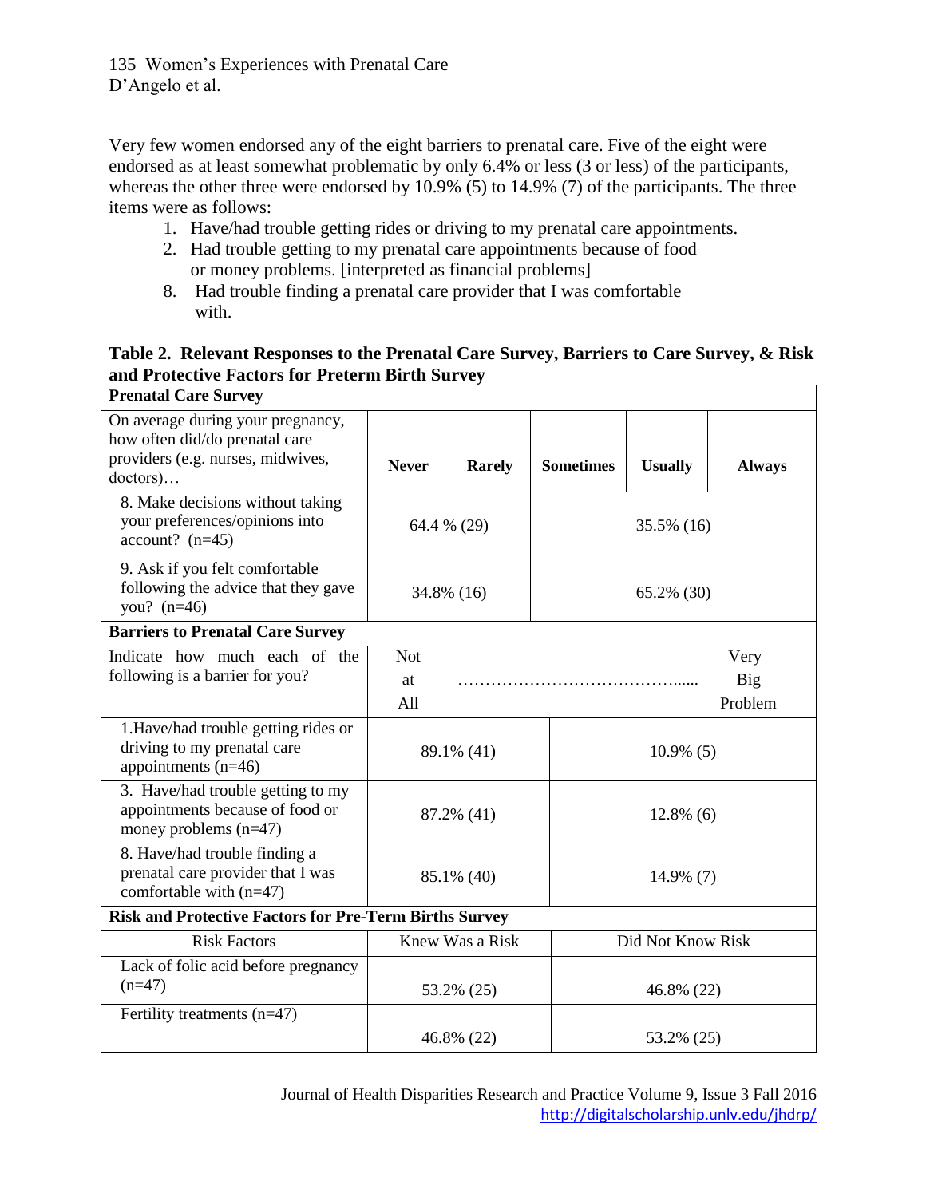Very few women endorsed any of the eight barriers to prenatal care. Five of the eight were endorsed as at least somewhat problematic by only 6.4% or less (3 or less) of the participants, whereas the other three were endorsed by 10.9% (5) to 14.9% (7) of the participants. The three items were as follows:

1. Have/had trouble getting rides or driving to my prenatal care appointments.
2. Had trouble getting to my prenatal care appointments because of food or money problems. [interpreted as financial problems]
8. Had trouble finding a prenatal care provider that I was comfortable with.

**Table 2. Relevant Responses to the Prenatal Care Survey, Barriers to Care Survey, & Risk and Protective Factors for Preterm Birth Survey**

| **Prenatal Care Survey** | | | | | |
|---|---|---|---|---|---|
| On average during your pregnancy, how often did/do prenatal care providers (e.g. nurses, midwives, doctors)… | **Never** | **Rarely** | **Sometimes** | **Usually** | **Always** |
| 8. Make decisions without taking your preferences/opinions into account? (n=45) | 64.4 % (29) | | 35.5% (16) | | |
| 9. Ask if you felt comfortable following the advice that they gave you? (n=46) | 34.8% (16) | | 65.2% (30) | | |
| **Barriers to Prenatal Care Survey** | | | | | |
| Indicate how much each of the following is a barrier for you? | Not at All | …………………………………...... | | | Very Big Problem |
| 1.Have/had trouble getting rides or driving to my prenatal care appointments (n=46) | 89.1% (41) | | 10.9% (5) | | |
| 3. Have/had trouble getting to my appointments because of food or money problems (n=47) | 87.2% (41) | | 12.8% (6) | | |
| 8. Have/had trouble finding a prenatal care provider that I was comfortable with (n=47) | 85.1% (40) | | 14.9% (7) | | |
| **Risk and Protective Factors for Pre-Term Births Survey** | | | | | |
| Risk Factors | Knew Was a Risk | | Did Not Know Risk | | |
| Lack of folic acid before pregnancy (n=47) | 53.2% (25) | | 46.8% (22) | | |
| Fertility treatments (n=47) | 46.8% (22) | | 53.2% (25) | | |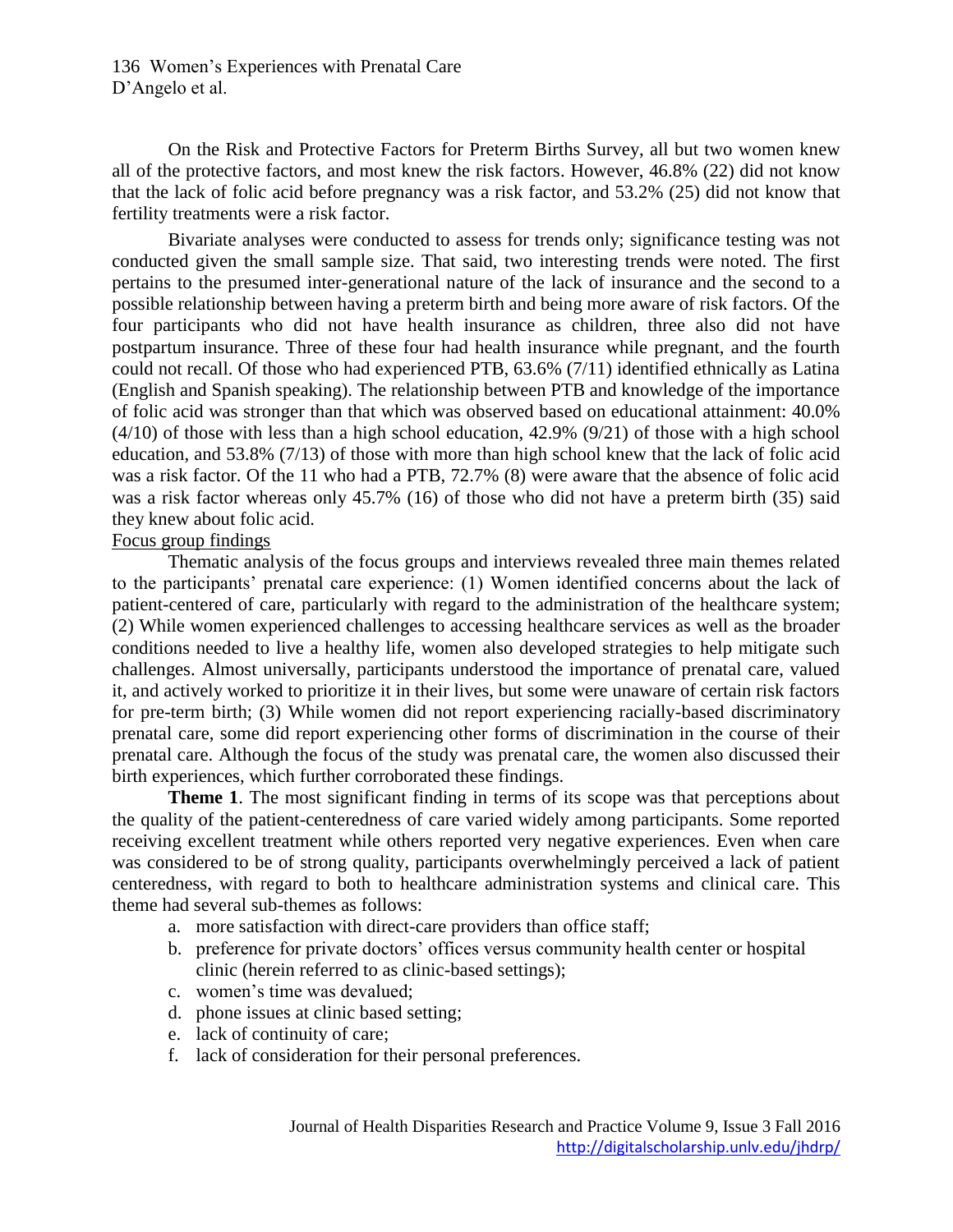On the Risk and Protective Factors for Preterm Births Survey, all but two women knew all of the protective factors, and most knew the risk factors. However, 46.8% (22) did not know that the lack of folic acid before pregnancy was a risk factor, and 53.2% (25) did not know that fertility treatments were a risk factor.

Bivariate analyses were conducted to assess for trends only; significance testing was not conducted given the small sample size. That said, two interesting trends were noted. The first pertains to the presumed inter-generational nature of the lack of insurance and the second to a possible relationship between having a preterm birth and being more aware of risk factors. Of the four participants who did not have health insurance as children, three also did not have postpartum insurance. Three of these four had health insurance while pregnant, and the fourth could not recall. Of those who had experienced PTB, 63.6% (7/11) identified ethnically as Latina (English and Spanish speaking). The relationship between PTB and knowledge of the importance of folic acid was stronger than that which was observed based on educational attainment: 40.0% (4/10) of those with less than a high school education, 42.9% (9/21) of those with a high school education, and 53.8% (7/13) of those with more than high school knew that the lack of folic acid was a risk factor. Of the 11 who had a PTB, 72.7% (8) were aware that the absence of folic acid was a risk factor whereas only 45.7% (16) of those who did not have a preterm birth (35) said they knew about folic acid.

Focus group findings

Thematic analysis of the focus groups and interviews revealed three main themes related to the participants' prenatal care experience: (1) Women identified concerns about the lack of patient-centered of care, particularly with regard to the administration of the healthcare system; (2) While women experienced challenges to accessing healthcare services as well as the broader conditions needed to live a healthy life, women also developed strategies to help mitigate such challenges. Almost universally, participants understood the importance of prenatal care, valued it, and actively worked to prioritize it in their lives, but some were unaware of certain risk factors for pre-term birth; (3) While women did not report experiencing racially-based discriminatory prenatal care, some did report experiencing other forms of discrimination in the course of their prenatal care. Although the focus of the study was prenatal care, the women also discussed their birth experiences, which further corroborated these findings.

**Theme 1**. The most significant finding in terms of its scope was that perceptions about the quality of the patient-centeredness of care varied widely among participants. Some reported receiving excellent treatment while others reported very negative experiences. Even when care was considered to be of strong quality, participants overwhelmingly perceived a lack of patient centeredness, with regard to both to healthcare administration systems and clinical care. This theme had several sub-themes as follows:

a. more satisfaction with direct-care providers than office staff;
b. preference for private doctors' offices versus community health center or hospital clinic (herein referred to as clinic-based settings);
c. women's time was devalued;
d. phone issues at clinic based setting;
e. lack of continuity of care;
f. lack of consideration for their personal preferences.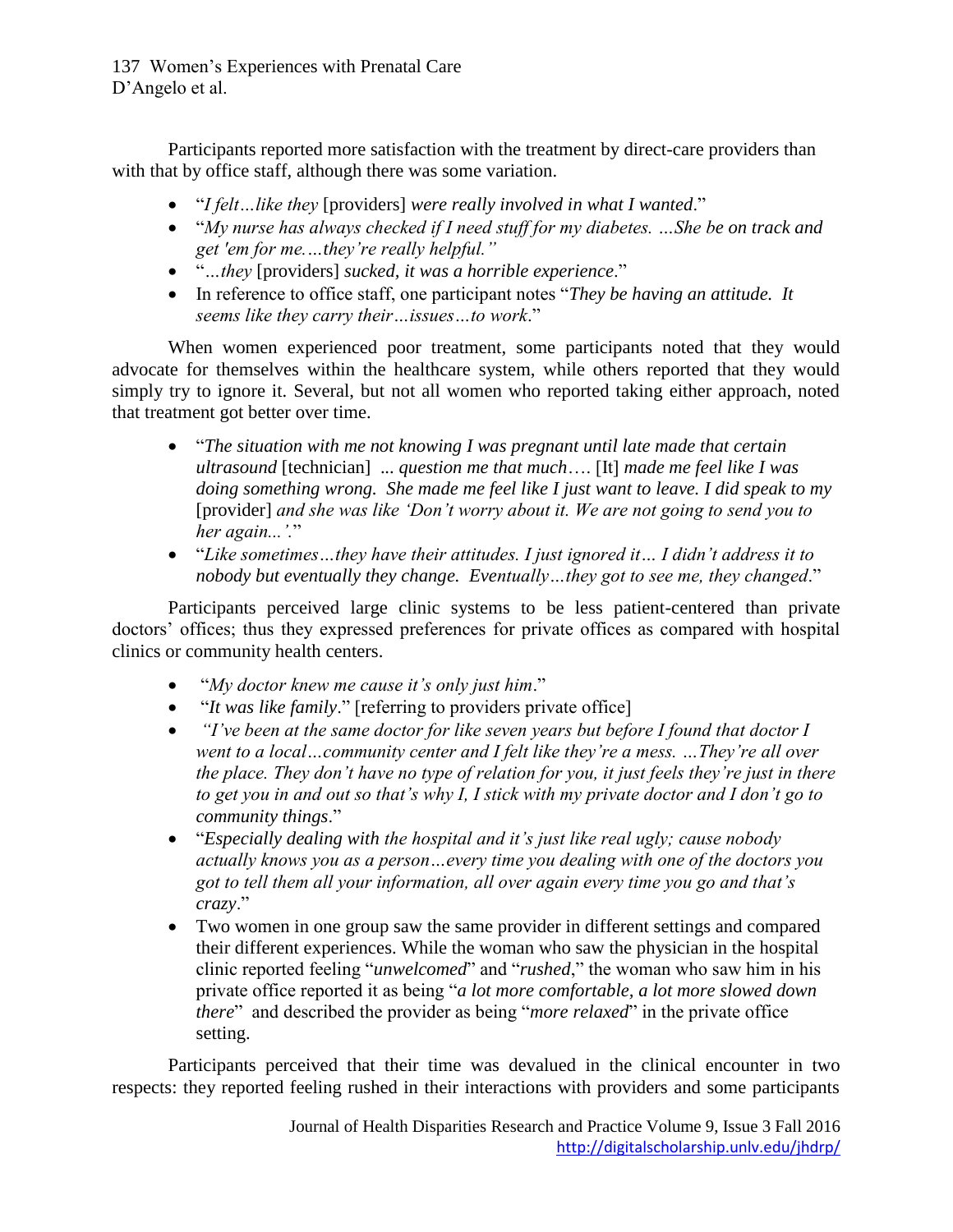Participants reported more satisfaction with the treatment by direct-care providers than with that by office staff, although there was some variation.

- "*I felt…like they* [providers] *were really involved in what I wanted*."
- "*My nurse has always checked if I need stuff for my diabetes. …She be on track and get 'em for me.…they're really helpful."*
- "*…they* [providers] *sucked, it was a horrible experience*."
- In reference to office staff, one participant notes "*They be having an attitude. It seems like they carry their…issues…to work*."

When women experienced poor treatment, some participants noted that they would advocate for themselves within the healthcare system, while others reported that they would simply try to ignore it. Several, but not all women who reported taking either approach, noted that treatment got better over time.

- "*The situation with me not knowing I was pregnant until late made that certain ultrasound* [technician] *... question me that much*…. [It] *made me feel like I was doing something wrong. She made me feel like I just want to leave. I did speak to my* [provider] *and she was like 'Don't worry about it. We are not going to send you to her again...'*."
- "*Like sometimes…they have their attitudes. I just ignored it… I didn't address it to nobody but eventually they change. Eventually…they got to see me, they changed*."

Participants perceived large clinic systems to be less patient-centered than private doctors' offices; thus they expressed preferences for private offices as compared with hospital clinics or community health centers.

- "*My doctor knew me cause it's only just him*."
- "*It was like family*." [referring to providers private office]
- *"I've been at the same doctor for like seven years but before I found that doctor I went to a local…community center and I felt like they're a mess. …They're all over the place. They don't have no type of relation for you, it just feels they're just in there to get you in and out so that's why I, I stick with my private doctor and I don't go to community things*."
- "*Especially dealing with the hospital and it's just like real ugly; cause nobody actually knows you as a person…every time you dealing with one of the doctors you got to tell them all your information, all over again every time you go and that's crazy*."
- Two women in one group saw the same provider in different settings and compared their different experiences. While the woman who saw the physician in the hospital clinic reported feeling "*unwelcomed*" and "*rushed*," the woman who saw him in his private office reported it as being "*a lot more comfortable, a lot more slowed down there*" and described the provider as being "*more relaxed*" in the private office setting.

Participants perceived that their time was devalued in the clinical encounter in two respects: they reported feeling rushed in their interactions with providers and some participants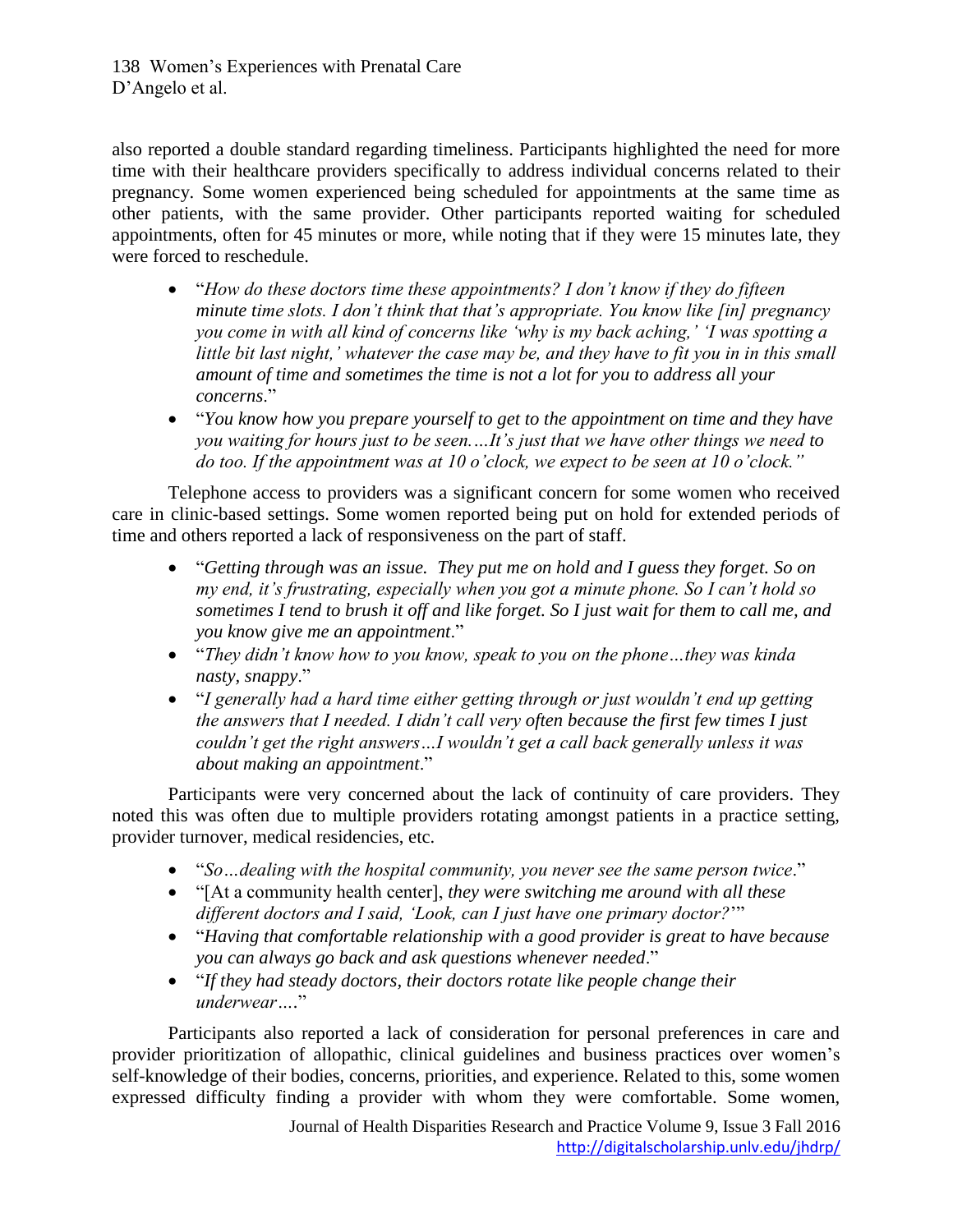also reported a double standard regarding timeliness. Participants highlighted the need for more time with their healthcare providers specifically to address individual concerns related to their pregnancy. Some women experienced being scheduled for appointments at the same time as other patients, with the same provider. Other participants reported waiting for scheduled appointments, often for 45 minutes or more, while noting that if they were 15 minutes late, they were forced to reschedule.

- "*How do these doctors time these appointments? I don't know if they do fifteen minute time slots. I don't think that that's appropriate. You know like [in] pregnancy you come in with all kind of concerns like 'why is my back aching,' 'I was spotting a little bit last night,' whatever the case may be, and they have to fit you in in this small amount of time and sometimes the time is not a lot for you to address all your concerns*."
- "*You know how you prepare yourself to get to the appointment on time and they have you waiting for hours just to be seen.…It's just that we have other things we need to do too. If the appointment was at 10 o'clock, we expect to be seen at 10 o'clock."*

Telephone access to providers was a significant concern for some women who received care in clinic-based settings. Some women reported being put on hold for extended periods of time and others reported a lack of responsiveness on the part of staff.

- "*Getting through was an issue. They put me on hold and I guess they forget. So on my end, it's frustrating, especially when you got a minute phone. So I can't hold so sometimes I tend to brush it off and like forget. So I just wait for them to call me, and you know give me an appointment*."
- "*They didn't know how to you know, speak to you on the phone…they was kinda nasty, snappy*."
- "*I generally had a hard time either getting through or just wouldn't end up getting the answers that I needed. I didn't call very often because the first few times I just couldn't get the right answers…I wouldn't get a call back generally unless it was about making an appointment*."

Participants were very concerned about the lack of continuity of care providers. They noted this was often due to multiple providers rotating amongst patients in a practice setting, provider turnover, medical residencies, etc.

- "*So…dealing with the hospital community, you never see the same person twice*."
- "[At a community health center], *they were switching me around with all these different doctors and I said, 'Look, can I just have one primary doctor?'*"
- "*Having that comfortable relationship with a good provider is great to have because you can always go back and ask questions whenever needed*."
- "*If they had steady doctors, their doctors rotate like people change their underwear….*"

Participants also reported a lack of consideration for personal preferences in care and provider prioritization of allopathic, clinical guidelines and business practices over women's self-knowledge of their bodies, concerns, priorities, and experience. Related to this, some women expressed difficulty finding a provider with whom they were comfortable. Some women,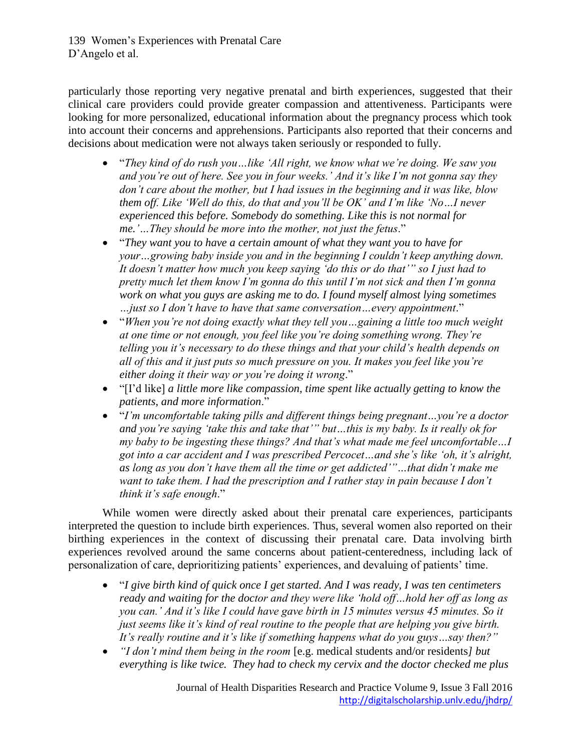particularly those reporting very negative prenatal and birth experiences, suggested that their clinical care providers could provide greater compassion and attentiveness. Participants were looking for more personalized, educational information about the pregnancy process which took into account their concerns and apprehensions. Participants also reported that their concerns and decisions about medication were not always taken seriously or responded to fully.

- "*They kind of do rush you…like 'All right, we know what we're doing. We saw you and you're out of here. See you in four weeks.' And it's like I'm not gonna say they don't care about the mother, but I had issues in the beginning and it was like, blow them off. Like 'Well do this, do that and you'll be OK' and I'm like 'No…I never experienced this before. Somebody do something. Like this is not normal for me.'…They should be more into the mother, not just the fetus*."
- "*They want you to have a certain amount of what they want you to have for your…growing baby inside you and in the beginning I couldn't keep anything down. It doesn't matter how much you keep saying 'do this or do that'" so I just had to pretty much let them know I'm gonna do this until I'm not sick and then I'm gonna work on what you guys are asking me to do. I found myself almost lying sometimes …just so I don't have to have that same conversation…every appointment*."
- "*When you're not doing exactly what they tell you…gaining a little too much weight at one time or not enough, you feel like you're doing something wrong. They're telling you it's necessary to do these things and that your child's health depends on all of this and it just puts so much pressure on you. It makes you feel like you're either doing it their way or you're doing it wrong*."
- "[I'd like] *a little more like compassion, time spent like actually getting to know the patients, and more information*."
- "*I'm uncomfortable taking pills and different things being pregnant…you're a doctor and you're saying 'take this and take that'" but…this is my baby. Is it really ok for my baby to be ingesting these things? And that's what made me feel uncomfortable…I got into a car accident and I was prescribed Percocet…and she's like 'oh, it's alright, as long as you don't have them all the time or get addicted'"…that didn't make me want to take them. I had the prescription and I rather stay in pain because I don't think it's safe enough*."

While women were directly asked about their prenatal care experiences, participants interpreted the question to include birth experiences. Thus, several women also reported on their birthing experiences in the context of discussing their prenatal care. Data involving birth experiences revolved around the same concerns about patient-centeredness, including lack of personalization of care, deprioritizing patients' experiences, and devaluing of patients' time.

- "*I give birth kind of quick once I get started. And I was ready, I was ten centimeters ready and waiting for the doctor and they were like 'hold off…hold her off as long as you can.' And it's like I could have gave birth in 15 minutes versus 45 minutes. So it just seems like it's kind of real routine to the people that are helping you give birth. It's really routine and it's like if something happens what do you guys…say then?"*
- *"I don't mind them being in the room* [e.g. medical students and/or residents*] but everything is like twice. They had to check my cervix and the doctor checked me plus*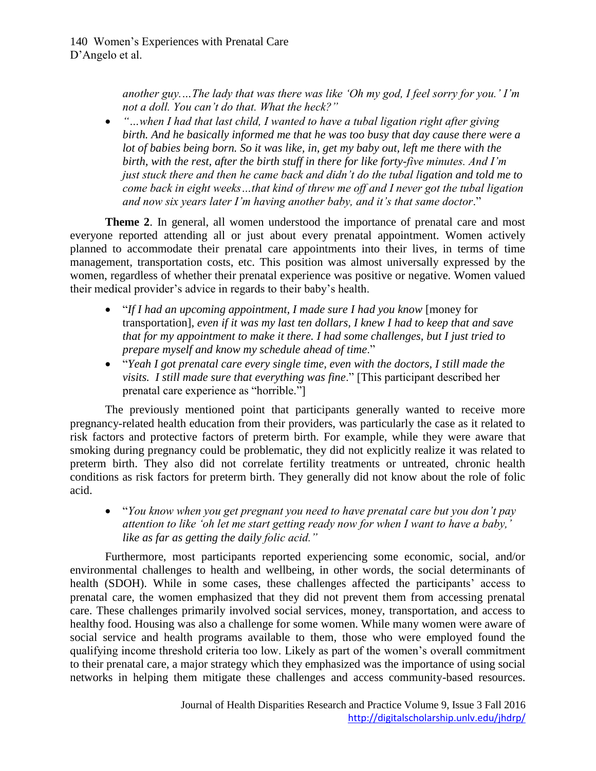*another guy.…The lady that was there was like 'Oh my god, I feel sorry for you.' I'm not a doll. You can't do that. What the heck?"*

- *"…when I had that last child, I wanted to have a tubal ligation right after giving birth. And he basically informed me that he was too busy that day cause there were a lot of babies being born. So it was like, in, get my baby out, left me there with the birth, with the rest, after the birth stuff in there for like forty-five minutes. And I'm just stuck there and then he came back and didn't do the tubal ligation and told me to come back in eight weeks…that kind of threw me off and I never got the tubal ligation and now six years later I'm having another baby, and it's that same doctor*."

**Theme 2**. In general, all women understood the importance of prenatal care and most everyone reported attending all or just about every prenatal appointment. Women actively planned to accommodate their prenatal care appointments into their lives, in terms of time management, transportation costs, etc. This position was almost universally expressed by the women, regardless of whether their prenatal experience was positive or negative. Women valued their medical provider's advice in regards to their baby's health.

- "*If I had an upcoming appointment, I made sure I had you know* [money for transportation]*, even if it was my last ten dollars, I knew I had to keep that and save that for my appointment to make it there. I had some challenges, but I just tried to prepare myself and know my schedule ahead of time*."
- "*Yeah I got prenatal care every single time, even with the doctors, I still made the visits. I still made sure that everything was fine*." [This participant described her prenatal care experience as "horrible."]

The previously mentioned point that participants generally wanted to receive more pregnancy-related health education from their providers, was particularly the case as it related to risk factors and protective factors of preterm birth. For example, while they were aware that smoking during pregnancy could be problematic, they did not explicitly realize it was related to preterm birth. They also did not correlate fertility treatments or untreated, chronic health conditions as risk factors for preterm birth. They generally did not know about the role of folic acid.

- "*You know when you get pregnant you need to have prenatal care but you don't pay attention to like 'oh let me start getting ready now for when I want to have a baby,' like as far as getting the daily folic acid."*

Furthermore, most participants reported experiencing some economic, social, and/or environmental challenges to health and wellbeing, in other words, the social determinants of health (SDOH). While in some cases, these challenges affected the participants' access to prenatal care, the women emphasized that they did not prevent them from accessing prenatal care. These challenges primarily involved social services, money, transportation, and access to healthy food. Housing was also a challenge for some women. While many women were aware of social service and health programs available to them, those who were employed found the qualifying income threshold criteria too low. Likely as part of the women's overall commitment to their prenatal care, a major strategy which they emphasized was the importance of using social networks in helping them mitigate these challenges and access community-based resources.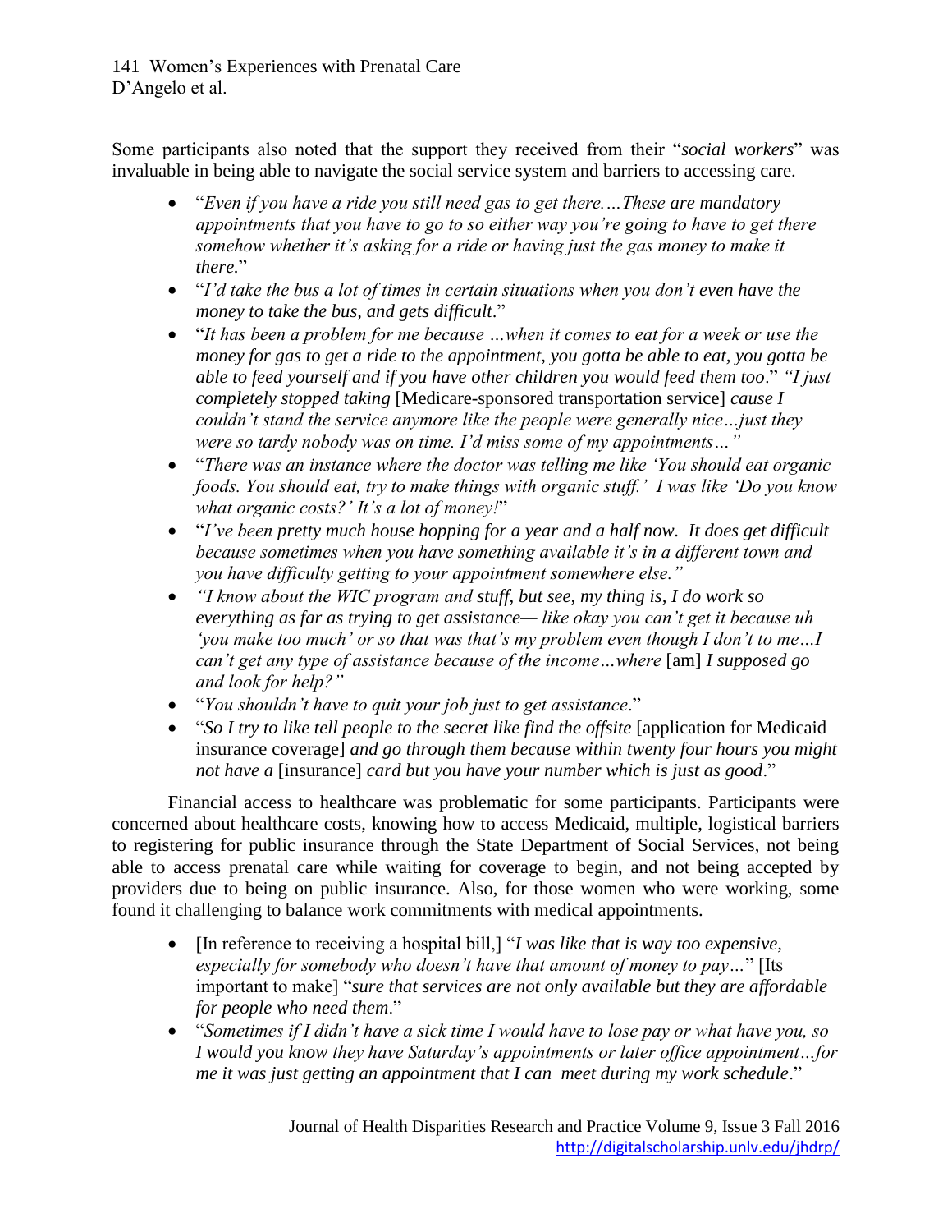Some participants also noted that the support they received from their "*social workers*" was invaluable in being able to navigate the social service system and barriers to accessing care.

- "*Even if you have a ride you still need gas to get there.…These are mandatory appointments that you have to go to so either way you're going to have to get there somehow whether it's asking for a ride or having just the gas money to make it there.*"
- "*I'd take the bus a lot of times in certain situations when you don't even have the money to take the bus, and gets difficult*."
- "*It has been a problem for me because …when it comes to eat for a week or use the money for gas to get a ride to the appointment, you gotta be able to eat, you gotta be able to feed yourself and if you have other children you would feed them too*." *"I just completely stopped taking* [Medicare-sponsored transportation service] *cause I couldn't stand the service anymore like the people were generally nice…just they were so tardy nobody was on time. I'd miss some of my appointments…"*
- "*There was an instance where the doctor was telling me like 'You should eat organic foods. You should eat, try to make things with organic stuff.' I was like 'Do you know what organic costs?' It's a lot of money!*"
- "*I've been pretty much house hopping for a year and a half now. It does get difficult because sometimes when you have something available it's in a different town and you have difficulty getting to your appointment somewhere else."*
- *"I know about the WIC program and stuff, but see, my thing is, I do work so everything as far as trying to get assistance— like okay you can't get it because uh 'you make too much' or so that was that's my problem even though I don't to me…I can't get any type of assistance because of the income…where* [am] *I supposed go and look for help?"*
- "*You shouldn't have to quit your job just to get assistance*."
- "*So I try to like tell people to the secret like find the offsite* [application for Medicaid insurance coverage] *and go through them because within twenty four hours you might not have a* [insurance] *card but you have your number which is just as good*."

Financial access to healthcare was problematic for some participants. Participants were concerned about healthcare costs, knowing how to access Medicaid, multiple, logistical barriers to registering for public insurance through the State Department of Social Services, not being able to access prenatal care while waiting for coverage to begin, and not being accepted by providers due to being on public insurance. Also, for those women who were working, some found it challenging to balance work commitments with medical appointments.

- [In reference to receiving a hospital bill,] "*I was like that is way too expensive, especially for somebody who doesn't have that amount of money to pay…*" [Its important to make] "*sure that services are not only available but they are affordable for people who need them*."
- "*Sometimes if I didn't have a sick time I would have to lose pay or what have you, so I would you know they have Saturday's appointments or later office appointment…for me it was just getting an appointment that I can meet during my work schedule*."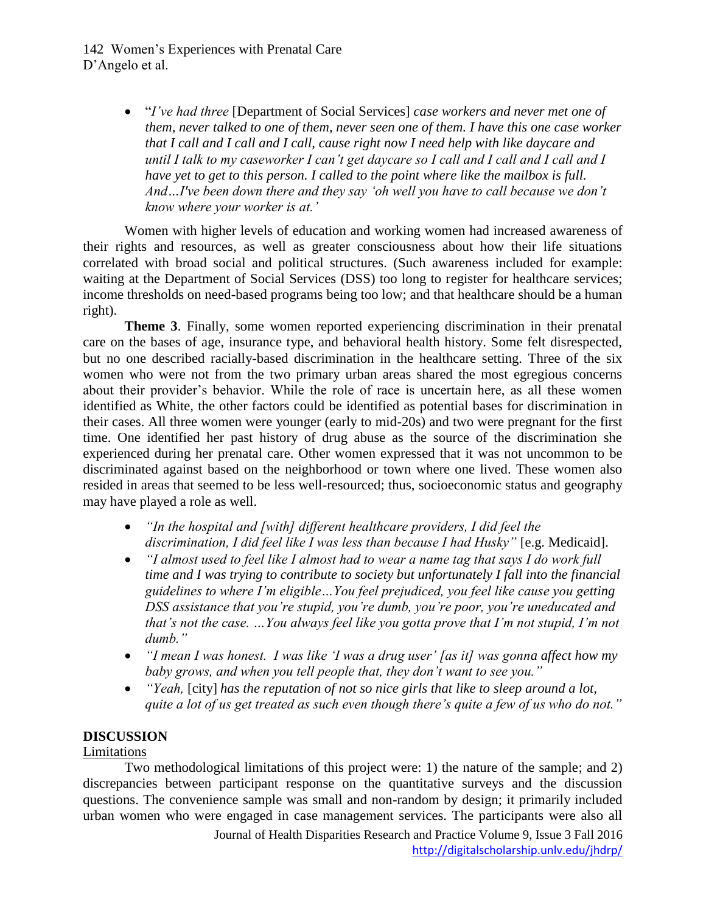- "*I've had three* [Department of Social Services] *case workers and never met one of them, never talked to one of them, never seen one of them. I have this one case worker that I call and I call and I call, cause right now I need help with like daycare and until I talk to my caseworker I can't get daycare so I call and I call and I call and I have yet to get to this person. I called to the point where like the mailbox is full. And…I've been down there and they say 'oh well you have to call because we don't know where your worker is at.'*

Women with higher levels of education and working women had increased awareness of their rights and resources, as well as greater consciousness about how their life situations correlated with broad social and political structures. (Such awareness included for example: waiting at the Department of Social Services (DSS) too long to register for healthcare services; income thresholds on need-based programs being too low; and that healthcare should be a human right).

**Theme 3**. Finally, some women reported experiencing discrimination in their prenatal care on the bases of age, insurance type, and behavioral health history. Some felt disrespected, but no one described racially-based discrimination in the healthcare setting. Three of the six women who were not from the two primary urban areas shared the most egregious concerns about their provider's behavior. While the role of race is uncertain here, as all these women identified as White, the other factors could be identified as potential bases for discrimination in their cases. All three women were younger (early to mid-20s) and two were pregnant for the first time. One identified her past history of drug abuse as the source of the discrimination she experienced during her prenatal care. Other women expressed that it was not uncommon to be discriminated against based on the neighborhood or town where one lived. These women also resided in areas that seemed to be less well-resourced; thus, socioeconomic status and geography may have played a role as well.

- *"In the hospital and [with] different healthcare providers, I did feel the discrimination, I did feel like I was less than because I had Husky"* [e.g. Medicaid].
- *"I almost used to feel like I almost had to wear a name tag that says I do work full time and I was trying to contribute to society but unfortunately I fall into the financial guidelines to where I'm eligible…You feel prejudiced, you feel like cause you getting DSS assistance that you're stupid, you're dumb, you're poor, you're uneducated and that's not the case. …You always feel like you gotta prove that I'm not stupid, I'm not dumb."*
- *"I mean I was honest. I was like 'I was a drug user' [as it] was gonna affect how my baby grows, and when you tell people that, they don't want to see you."*
- *"Yeah,* [city] *has the reputation of not so nice girls that like to sleep around a lot, quite a lot of us get treated as such even though there's quite a few of us who do not."*

## DISCUSSION

### Limitations

Two methodological limitations of this project were: 1) the nature of the sample; and 2) discrepancies between participant response on the quantitative surveys and the discussion questions. The convenience sample was small and non-random by design; it primarily included urban women who were engaged in case management services. The participants were also all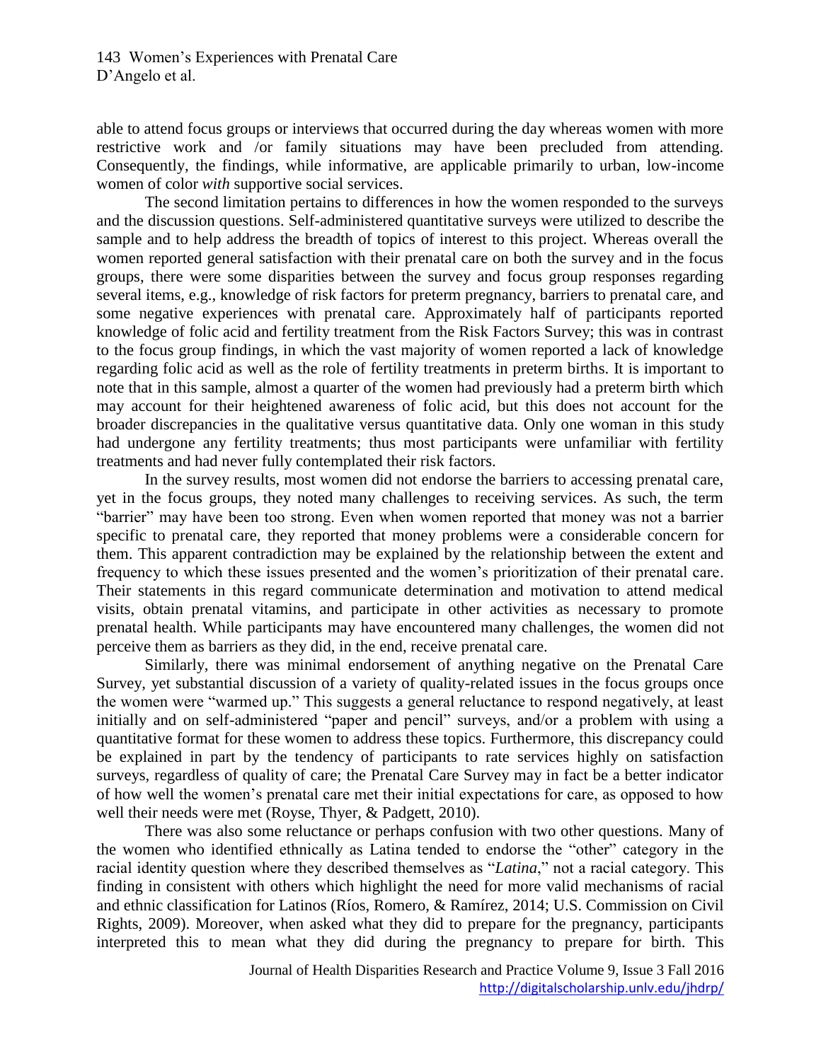able to attend focus groups or interviews that occurred during the day whereas women with more restrictive work and /or family situations may have been precluded from attending. Consequently, the findings, while informative, are applicable primarily to urban, low-income women of color *with* supportive social services.

The second limitation pertains to differences in how the women responded to the surveys and the discussion questions. Self-administered quantitative surveys were utilized to describe the sample and to help address the breadth of topics of interest to this project. Whereas overall the women reported general satisfaction with their prenatal care on both the survey and in the focus groups, there were some disparities between the survey and focus group responses regarding several items, e.g., knowledge of risk factors for preterm pregnancy, barriers to prenatal care, and some negative experiences with prenatal care. Approximately half of participants reported knowledge of folic acid and fertility treatment from the Risk Factors Survey; this was in contrast to the focus group findings, in which the vast majority of women reported a lack of knowledge regarding folic acid as well as the role of fertility treatments in preterm births. It is important to note that in this sample, almost a quarter of the women had previously had a preterm birth which may account for their heightened awareness of folic acid, but this does not account for the broader discrepancies in the qualitative versus quantitative data. Only one woman in this study had undergone any fertility treatments; thus most participants were unfamiliar with fertility treatments and had never fully contemplated their risk factors.

In the survey results, most women did not endorse the barriers to accessing prenatal care, yet in the focus groups, they noted many challenges to receiving services. As such, the term "barrier" may have been too strong. Even when women reported that money was not a barrier specific to prenatal care, they reported that money problems were a considerable concern for them. This apparent contradiction may be explained by the relationship between the extent and frequency to which these issues presented and the women's prioritization of their prenatal care. Their statements in this regard communicate determination and motivation to attend medical visits, obtain prenatal vitamins, and participate in other activities as necessary to promote prenatal health. While participants may have encountered many challenges, the women did not perceive them as barriers as they did, in the end, receive prenatal care.

Similarly, there was minimal endorsement of anything negative on the Prenatal Care Survey, yet substantial discussion of a variety of quality-related issues in the focus groups once the women were "warmed up." This suggests a general reluctance to respond negatively, at least initially and on self-administered "paper and pencil" surveys, and/or a problem with using a quantitative format for these women to address these topics. Furthermore, this discrepancy could be explained in part by the tendency of participants to rate services highly on satisfaction surveys, regardless of quality of care; the Prenatal Care Survey may in fact be a better indicator of how well the women's prenatal care met their initial expectations for care, as opposed to how well their needs were met (Royse, Thyer, & Padgett, 2010).

There was also some reluctance or perhaps confusion with two other questions. Many of the women who identified ethnically as Latina tended to endorse the "other" category in the racial identity question where they described themselves as "*Latina*," not a racial category. This finding in consistent with others which highlight the need for more valid mechanisms of racial and ethnic classification for Latinos (Ríos, Romero, & Ramírez, 2014; U.S. Commission on Civil Rights, 2009). Moreover, when asked what they did to prepare for the pregnancy, participants interpreted this to mean what they did during the pregnancy to prepare for birth. This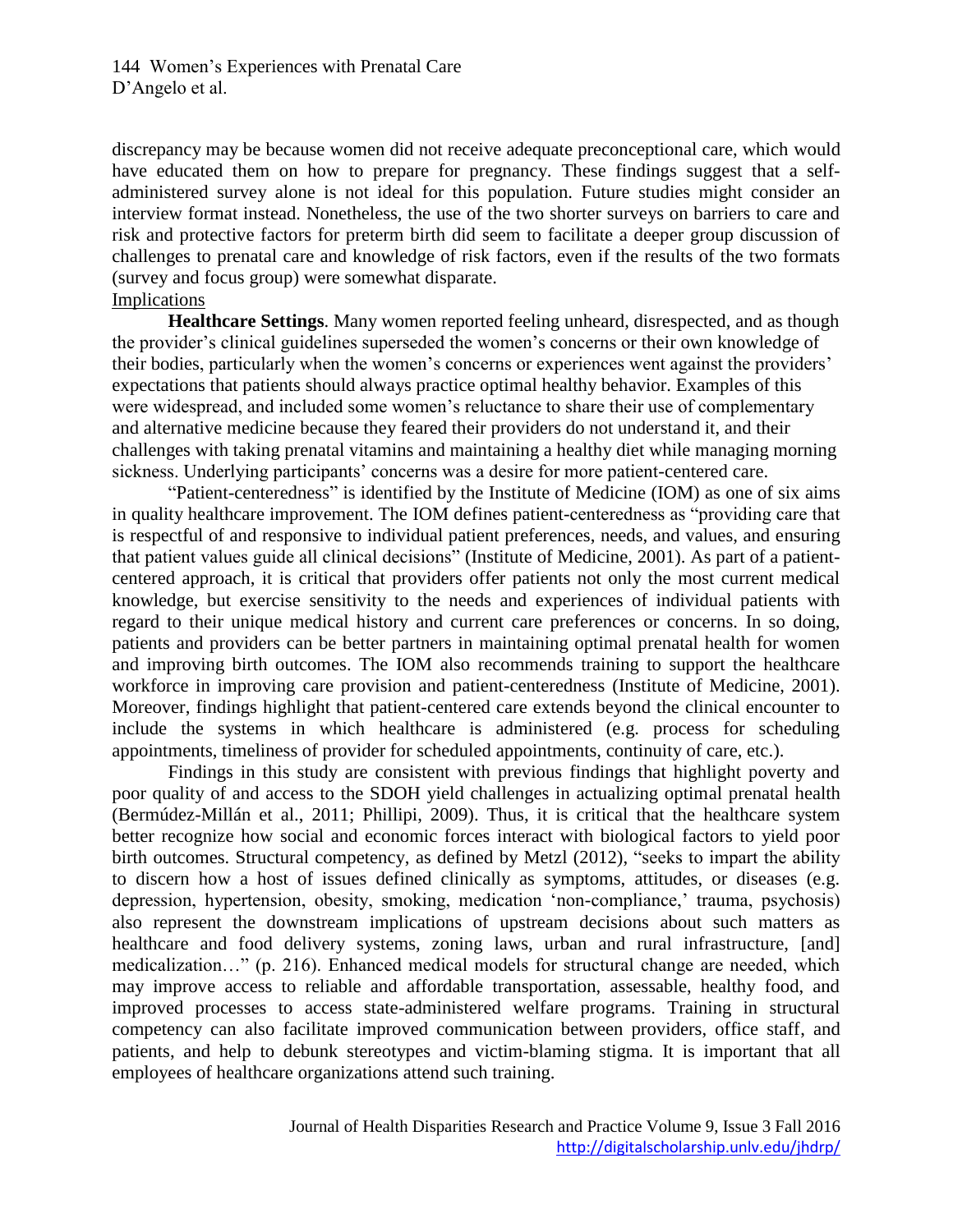discrepancy may be because women did not receive adequate preconceptional care, which would have educated them on how to prepare for pregnancy. These findings suggest that a self-administered survey alone is not ideal for this population. Future studies might consider an interview format instead. Nonetheless, the use of the two shorter surveys on barriers to care and risk and protective factors for preterm birth did seem to facilitate a deeper group discussion of challenges to prenatal care and knowledge of risk factors, even if the results of the two formats (survey and focus group) were somewhat disparate.

## Implications

**Healthcare Settings**. Many women reported feeling unheard, disrespected, and as though the provider's clinical guidelines superseded the women's concerns or their own knowledge of their bodies, particularly when the women's concerns or experiences went against the providers' expectations that patients should always practice optimal healthy behavior. Examples of this were widespread, and included some women's reluctance to share their use of complementary and alternative medicine because they feared their providers do not understand it, and their challenges with taking prenatal vitamins and maintaining a healthy diet while managing morning sickness. Underlying participants' concerns was a desire for more patient-centered care.

"Patient-centeredness" is identified by the Institute of Medicine (IOM) as one of six aims in quality healthcare improvement. The IOM defines patient-centeredness as "providing care that is respectful of and responsive to individual patient preferences, needs, and values, and ensuring that patient values guide all clinical decisions" (Institute of Medicine, 2001). As part of a patient-centered approach, it is critical that providers offer patients not only the most current medical knowledge, but exercise sensitivity to the needs and experiences of individual patients with regard to their unique medical history and current care preferences or concerns. In so doing, patients and providers can be better partners in maintaining optimal prenatal health for women and improving birth outcomes. The IOM also recommends training to support the healthcare workforce in improving care provision and patient-centeredness (Institute of Medicine, 2001). Moreover, findings highlight that patient-centered care extends beyond the clinical encounter to include the systems in which healthcare is administered (e.g. process for scheduling appointments, timeliness of provider for scheduled appointments, continuity of care, etc.).

Findings in this study are consistent with previous findings that highlight poverty and poor quality of and access to the SDOH yield challenges in actualizing optimal prenatal health (Bermúdez-Millán et al., 2011; Phillipi, 2009). Thus, it is critical that the healthcare system better recognize how social and economic forces interact with biological factors to yield poor birth outcomes. Structural competency, as defined by Metzl (2012), "seeks to impart the ability to discern how a host of issues defined clinically as symptoms, attitudes, or diseases (e.g. depression, hypertension, obesity, smoking, medication 'non-compliance,' trauma, psychosis) also represent the downstream implications of upstream decisions about such matters as healthcare and food delivery systems, zoning laws, urban and rural infrastructure, [and] medicalization…" (p. 216). Enhanced medical models for structural change are needed, which may improve access to reliable and affordable transportation, assessable, healthy food, and improved processes to access state-administered welfare programs. Training in structural competency can also facilitate improved communication between providers, office staff, and patients, and help to debunk stereotypes and victim-blaming stigma. It is important that all employees of healthcare organizations attend such training.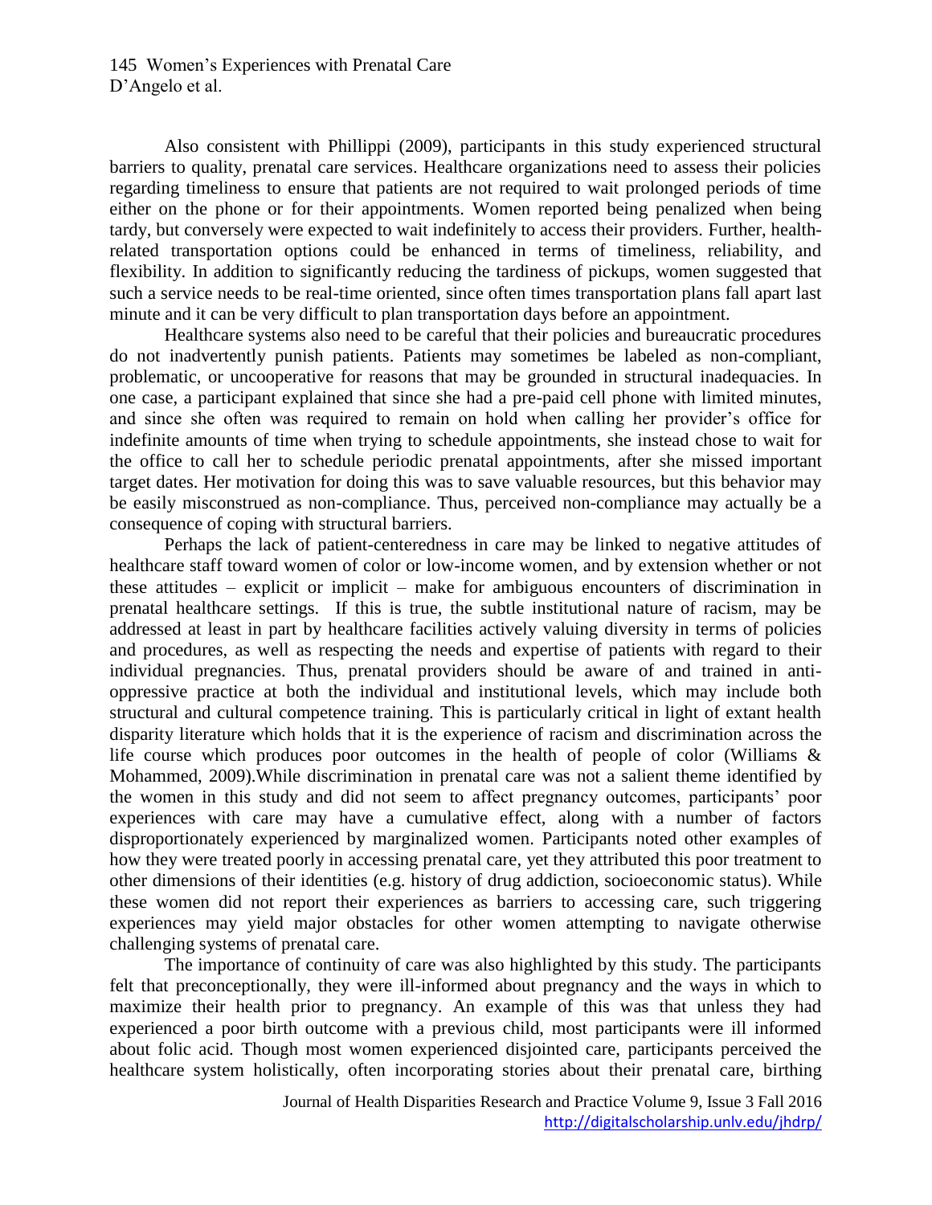Also consistent with Phillippi (2009), participants in this study experienced structural barriers to quality, prenatal care services. Healthcare organizations need to assess their policies regarding timeliness to ensure that patients are not required to wait prolonged periods of time either on the phone or for their appointments. Women reported being penalized when being tardy, but conversely were expected to wait indefinitely to access their providers. Further, health-related transportation options could be enhanced in terms of timeliness, reliability, and flexibility. In addition to significantly reducing the tardiness of pickups, women suggested that such a service needs to be real-time oriented, since often times transportation plans fall apart last minute and it can be very difficult to plan transportation days before an appointment.

Healthcare systems also need to be careful that their policies and bureaucratic procedures do not inadvertently punish patients. Patients may sometimes be labeled as non-compliant, problematic, or uncooperative for reasons that may be grounded in structural inadequacies. In one case, a participant explained that since she had a pre-paid cell phone with limited minutes, and since she often was required to remain on hold when calling her provider's office for indefinite amounts of time when trying to schedule appointments, she instead chose to wait for the office to call her to schedule periodic prenatal appointments, after she missed important target dates. Her motivation for doing this was to save valuable resources, but this behavior may be easily misconstrued as non-compliance. Thus, perceived non-compliance may actually be a consequence of coping with structural barriers.

Perhaps the lack of patient-centeredness in care may be linked to negative attitudes of healthcare staff toward women of color or low-income women, and by extension whether or not these attitudes – explicit or implicit – make for ambiguous encounters of discrimination in prenatal healthcare settings. If this is true, the subtle institutional nature of racism, may be addressed at least in part by healthcare facilities actively valuing diversity in terms of policies and procedures, as well as respecting the needs and expertise of patients with regard to their individual pregnancies. Thus, prenatal providers should be aware of and trained in anti-oppressive practice at both the individual and institutional levels, which may include both structural and cultural competence training. This is particularly critical in light of extant health disparity literature which holds that it is the experience of racism and discrimination across the life course which produces poor outcomes in the health of people of color (Williams & Mohammed, 2009).While discrimination in prenatal care was not a salient theme identified by the women in this study and did not seem to affect pregnancy outcomes, participants' poor experiences with care may have a cumulative effect, along with a number of factors disproportionately experienced by marginalized women. Participants noted other examples of how they were treated poorly in accessing prenatal care, yet they attributed this poor treatment to other dimensions of their identities (e.g. history of drug addiction, socioeconomic status). While these women did not report their experiences as barriers to accessing care, such triggering experiences may yield major obstacles for other women attempting to navigate otherwise challenging systems of prenatal care.

The importance of continuity of care was also highlighted by this study. The participants felt that preconceptionally, they were ill-informed about pregnancy and the ways in which to maximize their health prior to pregnancy. An example of this was that unless they had experienced a poor birth outcome with a previous child, most participants were ill informed about folic acid. Though most women experienced disjointed care, participants perceived the healthcare system holistically, often incorporating stories about their prenatal care, birthing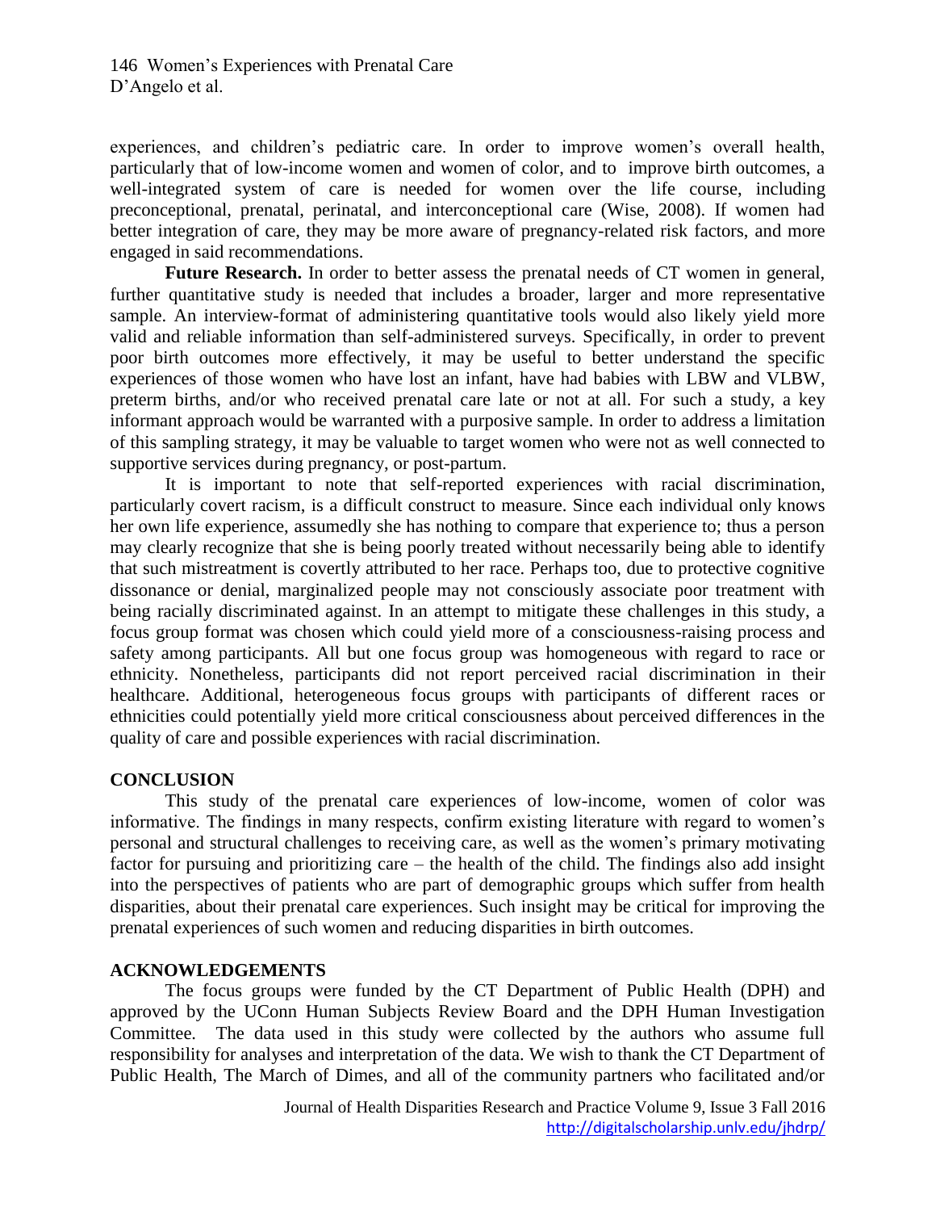experiences, and children's pediatric care. In order to improve women's overall health, particularly that of low-income women and women of color, and to improve birth outcomes, a well-integrated system of care is needed for women over the life course, including preconceptional, prenatal, perinatal, and interconceptional care (Wise, 2008). If women had better integration of care, they may be more aware of pregnancy-related risk factors, and more engaged in said recommendations.

**Future Research.** In order to better assess the prenatal needs of CT women in general, further quantitative study is needed that includes a broader, larger and more representative sample. An interview-format of administering quantitative tools would also likely yield more valid and reliable information than self-administered surveys. Specifically, in order to prevent poor birth outcomes more effectively, it may be useful to better understand the specific experiences of those women who have lost an infant, have had babies with LBW and VLBW, preterm births, and/or who received prenatal care late or not at all. For such a study, a key informant approach would be warranted with a purposive sample. In order to address a limitation of this sampling strategy, it may be valuable to target women who were not as well connected to supportive services during pregnancy, or post-partum.

It is important to note that self-reported experiences with racial discrimination, particularly covert racism, is a difficult construct to measure. Since each individual only knows her own life experience, assumedly she has nothing to compare that experience to; thus a person may clearly recognize that she is being poorly treated without necessarily being able to identify that such mistreatment is covertly attributed to her race. Perhaps too, due to protective cognitive dissonance or denial, marginalized people may not consciously associate poor treatment with being racially discriminated against. In an attempt to mitigate these challenges in this study, a focus group format was chosen which could yield more of a consciousness-raising process and safety among participants. All but one focus group was homogeneous with regard to race or ethnicity. Nonetheless, participants did not report perceived racial discrimination in their healthcare. Additional, heterogeneous focus groups with participants of different races or ethnicities could potentially yield more critical consciousness about perceived differences in the quality of care and possible experiences with racial discrimination.

## CONCLUSION

This study of the prenatal care experiences of low-income, women of color was informative. The findings in many respects, confirm existing literature with regard to women's personal and structural challenges to receiving care, as well as the women's primary motivating factor for pursuing and prioritizing care – the health of the child. The findings also add insight into the perspectives of patients who are part of demographic groups which suffer from health disparities, about their prenatal care experiences. Such insight may be critical for improving the prenatal experiences of such women and reducing disparities in birth outcomes.

## ACKNOWLEDGEMENTS

The focus groups were funded by the CT Department of Public Health (DPH) and approved by the UConn Human Subjects Review Board and the DPH Human Investigation Committee. The data used in this study were collected by the authors who assume full responsibility for analyses and interpretation of the data. We wish to thank the CT Department of Public Health, The March of Dimes, and all of the community partners who facilitated and/or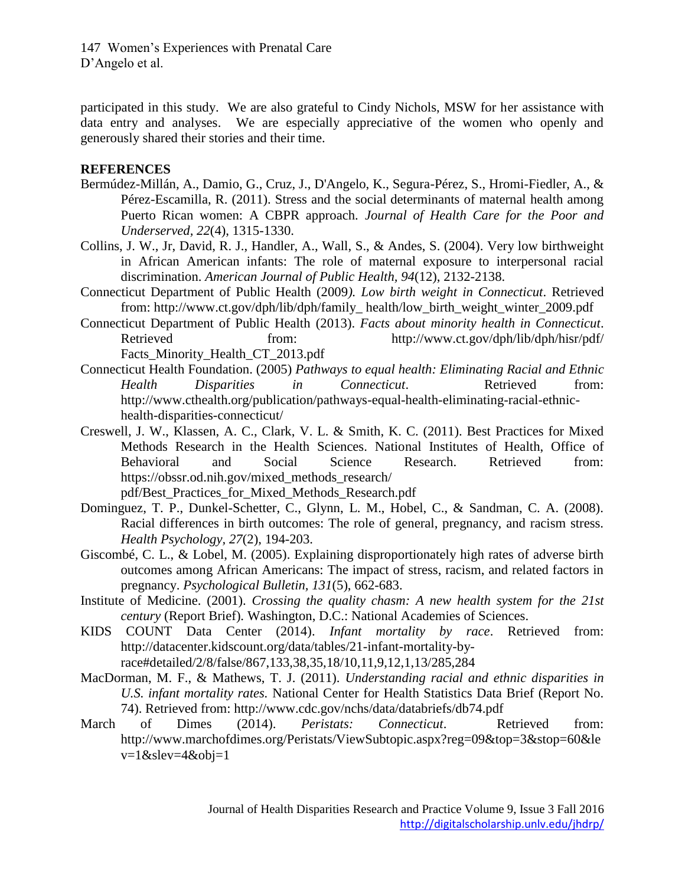participated in this study. We are also grateful to Cindy Nichols, MSW for her assistance with data entry and analyses. We are especially appreciative of the women who openly and generously shared their stories and their time.

## REFERENCES

Bermúdez-Millán, A., Damio, G., Cruz, J., D'Angelo, K., Segura-Pérez, S., Hromi-Fiedler, A., & Pérez-Escamilla, R. (2011). Stress and the social determinants of maternal health among Puerto Rican women: A CBPR approach. *Journal of Health Care for the Poor and Underserved, 22*(4), 1315-1330.

Collins, J. W., Jr, David, R. J., Handler, A., Wall, S., & Andes, S. (2004). Very low birthweight in African American infants: The role of maternal exposure to interpersonal racial discrimination. *American Journal of Public Health, 94*(12), 2132-2138.

Connecticut Department of Public Health (2009*). Low birth weight in Connecticut*. Retrieved from: http://www.ct.gov/dph/lib/dph/family_ health/low_birth_weight_winter_2009.pdf

Connecticut Department of Public Health (2013). *Facts about minority health in Connecticut*. Retrieved from: http://www.ct.gov/dph/lib/dph/hisr/pdf/ Facts_Minority_Health_CT_2013.pdf

Connecticut Health Foundation. (2005) *Pathways to equal health: Eliminating Racial and Ethnic Health Disparities in Connecticut*. Retrieved from: http://www.cthealth.org/publication/pathways-equal-health-eliminating-racial-ethnic-health-disparities-connecticut/

Creswell, J. W., Klassen, A. C., Clark, V. L. & Smith, K. C. (2011). Best Practices for Mixed Methods Research in the Health Sciences. National Institutes of Health, Office of Behavioral and Social Science Research. Retrieved from: https://obssr.od.nih.gov/mixed_methods_research/ pdf/Best_Practices_for_Mixed_Methods_Research.pdf

Dominguez, T. P., Dunkel-Schetter, C., Glynn, L. M., Hobel, C., & Sandman, C. A. (2008). Racial differences in birth outcomes: The role of general, pregnancy, and racism stress. *Health Psychology, 27*(2), 194-203.

Giscombé, C. L., & Lobel, M. (2005). Explaining disproportionately high rates of adverse birth outcomes among African Americans: The impact of stress, racism, and related factors in pregnancy. *Psychological Bulletin, 131*(5), 662-683.

Institute of Medicine. (2001). *Crossing the quality chasm: A new health system for the 21st century* (Report Brief). Washington, D.C.: National Academies of Sciences.

KIDS COUNT Data Center (2014). *Infant mortality by race*. Retrieved from: http://datacenter.kidscount.org/data/tables/21-infant-mortality-by-race#detailed/2/8/false/867,133,38,35,18/10,11,9,12,1,13/285,284

MacDorman, M. F., & Mathews, T. J. (2011). *Understanding racial and ethnic disparities in U.S. infant mortality rates.* National Center for Health Statistics Data Brief (Report No. 74). Retrieved from: http://www.cdc.gov/nchs/data/databriefs/db74.pdf

March of Dimes (2014). *Peristats: Connecticut*. Retrieved from: http://www.marchofdimes.org/Peristats/ViewSubtopic.aspx?reg=09&top=3&stop=60&lev=1&slev=4&obj=1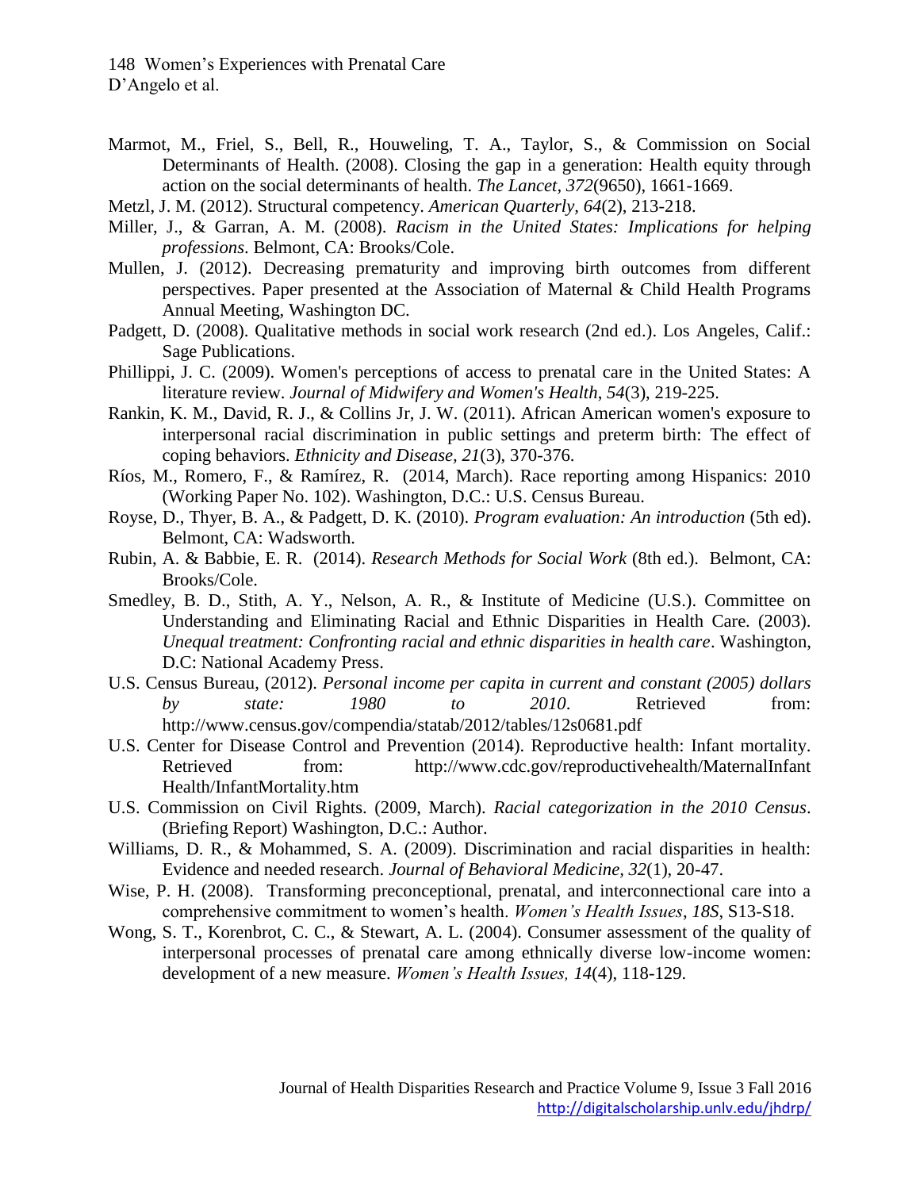Marmot, M., Friel, S., Bell, R., Houweling, T. A., Taylor, S., & Commission on Social Determinants of Health. (2008). Closing the gap in a generation: Health equity through action on the social determinants of health. *The Lancet, 372*(9650), 1661-1669.

Metzl, J. M. (2012). Structural competency. *American Quarterly, 64*(2), 213-218.

Miller, J., & Garran, A. M. (2008). *Racism in the United States: Implications for helping professions*. Belmont, CA: Brooks/Cole.

Mullen, J. (2012). Decreasing prematurity and improving birth outcomes from different perspectives. Paper presented at the Association of Maternal & Child Health Programs Annual Meeting, Washington DC.

Padgett, D. (2008). Qualitative methods in social work research (2nd ed.). Los Angeles, Calif.: Sage Publications.

Phillippi, J. C. (2009). Women's perceptions of access to prenatal care in the United States: A literature review. *Journal of Midwifery and Women's Health, 54*(3), 219-225.

Rankin, K. M., David, R. J., & Collins Jr, J. W. (2011). African American women's exposure to interpersonal racial discrimination in public settings and preterm birth: The effect of coping behaviors. *Ethnicity and Disease, 21*(3), 370-376.

Ríos, M., Romero, F., & Ramírez, R. (2014, March). Race reporting among Hispanics: 2010 (Working Paper No. 102). Washington, D.C.: U.S. Census Bureau.

Royse, D., Thyer, B. A., & Padgett, D. K. (2010). *Program evaluation: An introduction* (5th ed). Belmont, CA: Wadsworth.

Rubin, A. & Babbie, E. R. (2014). *Research Methods for Social Work* (8th ed.). Belmont, CA: Brooks/Cole.

Smedley, B. D., Stith, A. Y., Nelson, A. R., & Institute of Medicine (U.S.). Committee on Understanding and Eliminating Racial and Ethnic Disparities in Health Care. (2003). *Unequal treatment: Confronting racial and ethnic disparities in health care*. Washington, D.C: National Academy Press.

U.S. Census Bureau, (2012). *Personal income per capita in current and constant (2005) dollars by state: 1980 to 2010*. Retrieved from: http://www.census.gov/compendia/statab/2012/tables/12s0681.pdf

U.S. Center for Disease Control and Prevention (2014). Reproductive health: Infant mortality. Retrieved from: http://www.cdc.gov/reproductivehealth/MaternalInfantHealth/InfantMortality.htm

U.S. Commission on Civil Rights. (2009, March). *Racial categorization in the 2010 Census*. (Briefing Report) Washington, D.C.: Author.

Williams, D. R., & Mohammed, S. A. (2009). Discrimination and racial disparities in health: Evidence and needed research. *Journal of Behavioral Medicine, 32*(1), 20-47.

Wise, P. H. (2008). Transforming preconceptional, prenatal, and interconnectional care into a comprehensive commitment to women's health. *Women's Health Issues*, *18S*, S13-S18.

Wong, S. T., Korenbrot, C. C., & Stewart, A. L. (2004). Consumer assessment of the quality of interpersonal processes of prenatal care among ethnically diverse low-income women: development of a new measure. *Women's Health Issues, 14*(4), 118-129.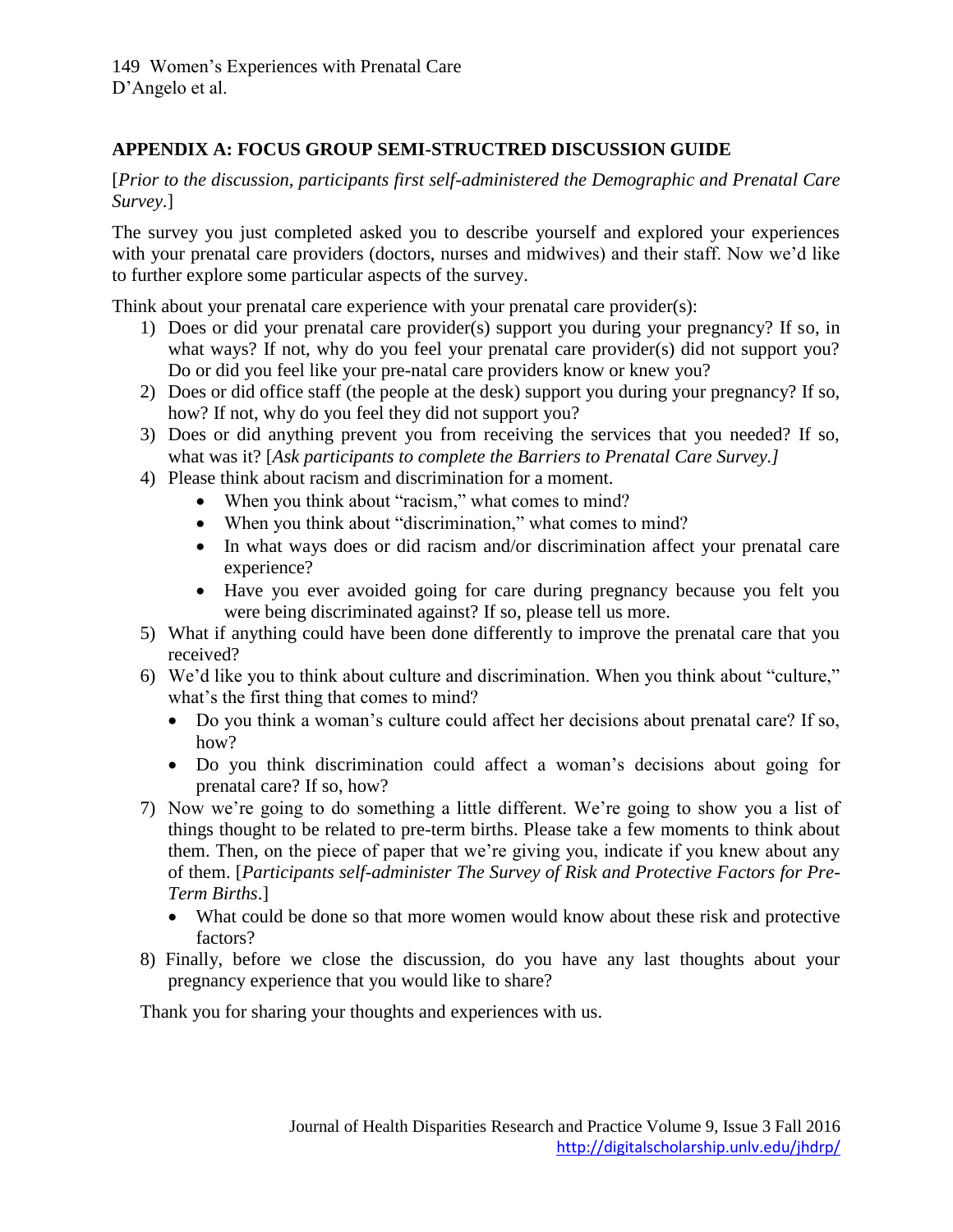## APPENDIX A: FOCUS GROUP SEMI-STRUCTRED DISCUSSION GUIDE

[*Prior to the discussion, participants first self-administered the Demographic and Prenatal Care Survey*.]

The survey you just completed asked you to describe yourself and explored your experiences with your prenatal care providers (doctors, nurses and midwives) and their staff. Now we'd like to further explore some particular aspects of the survey.

Think about your prenatal care experience with your prenatal care provider(s):

1) Does or did your prenatal care provider(s) support you during your pregnancy? If so, in what ways? If not, why do you feel your prenatal care provider(s) did not support you? Do or did you feel like your pre-natal care providers know or knew you?
2) Does or did office staff (the people at the desk) support you during your pregnancy? If so, how? If not, why do you feel they did not support you?
3) Does or did anything prevent you from receiving the services that you needed? If so, what was it? [*Ask participants to complete the Barriers to Prenatal Care Survey.]*
4) Please think about racism and discrimination for a moment.
   - When you think about "racism," what comes to mind?
   - When you think about "discrimination," what comes to mind?
   - In what ways does or did racism and/or discrimination affect your prenatal care experience?
   - Have you ever avoided going for care during pregnancy because you felt you were being discriminated against? If so, please tell us more.
5) What if anything could have been done differently to improve the prenatal care that you received?
6) We'd like you to think about culture and discrimination. When you think about "culture," what's the first thing that comes to mind?
   - Do you think a woman's culture could affect her decisions about prenatal care? If so, how?
   - Do you think discrimination could affect a woman's decisions about going for prenatal care? If so, how?
7) Now we're going to do something a little different. We're going to show you a list of things thought to be related to pre-term births. Please take a few moments to think about them. Then, on the piece of paper that we're giving you, indicate if you knew about any of them. [*Participants self-administer The Survey of Risk and Protective Factors for Pre-Term Births*.]
   - What could be done so that more women would know about these risk and protective factors?
8) Finally, before we close the discussion, do you have any last thoughts about your pregnancy experience that you would like to share?

Thank you for sharing your thoughts and experiences with us.